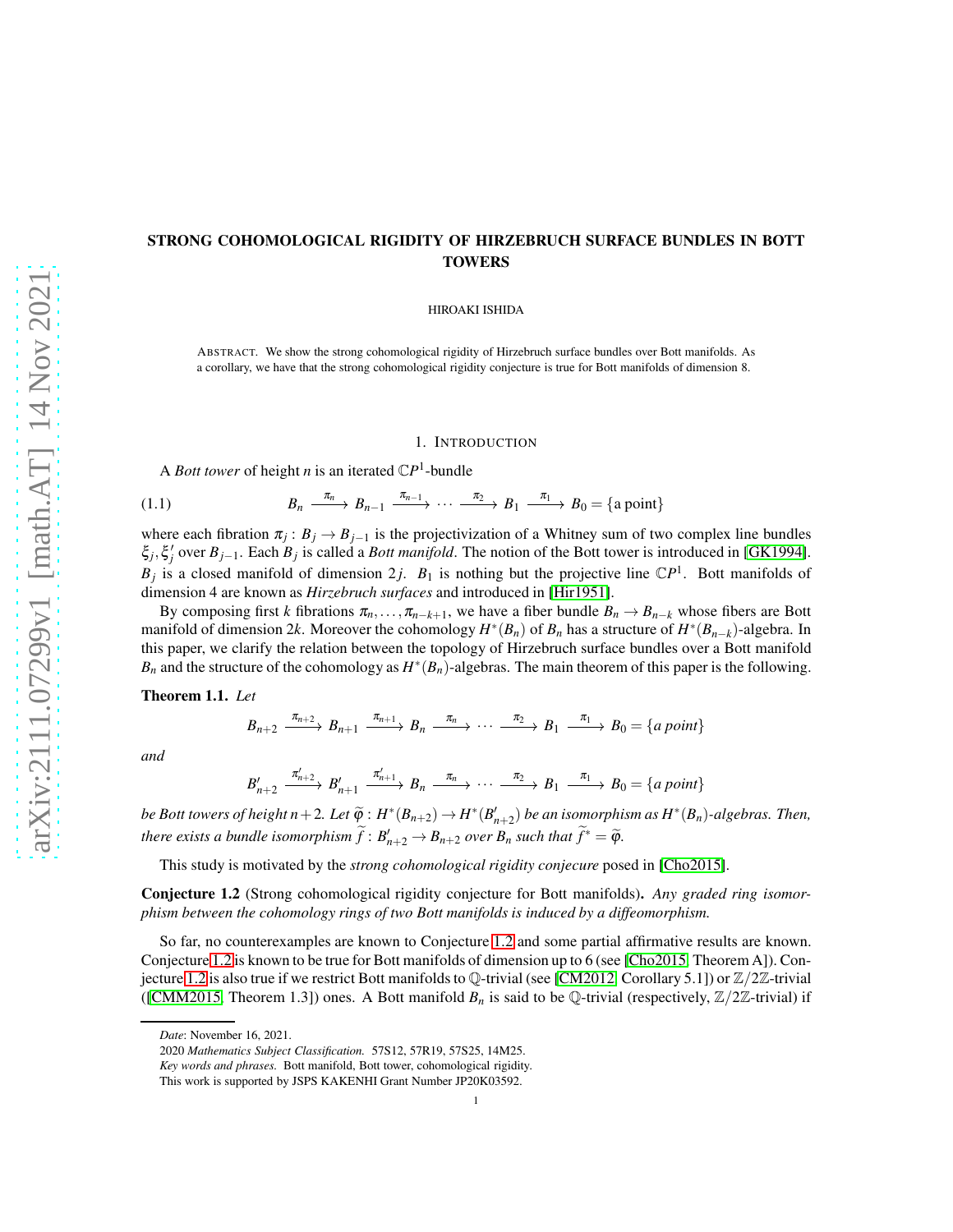# STRONG COHOMOLOGICAL RIGIDITY OF HIRZEBRUCH SURFACE BUNDLES IN BOTT TOWERS

HIROAKI ISHIDA

ABSTRACT. We show the strong cohomological rigidity of Hirzebruch surface bundles over Bott manifolds. As a corollary, we have that the strong cohomological rigidity conjecture is true for Bott manifolds of dimension 8.

## 1. INTRODUCTION

A *Bott tower* of height $n$ is an iterated $\mathbb{C}P^1$-bundle

$$B_n \xrightarrow{\pi_n} B_{n-1} \xrightarrow{\pi_{n-1}} \cdots \xrightarrow{\pi_2} B_1 \xrightarrow{\pi_1} B_0 = \{\text{a point}\} \tag{1.1}$$

where each fibration $\pi_j : B_j \to B_{j-1}$ is the projectivization of a Whitney sum of two complex line bundles $\xi_j, \xi_j'$ over $B_{j-1}$. Each $B_j$ is called a *Bott manifold*. The notion of the Bott tower is introduced in [GK1994]. $B_j$ is a closed manifold of dimension $2j$. $B_1$ is nothing but the projective line $\mathbb{C}P^1$. Bott manifolds of dimension 4 are known as *Hirzebruch surfaces* and introduced in [Hir1951].

By composing first $k$ fibrations $\pi_n, \dots, \pi_{n-k+1}$, we have a fiber bundle $B_n \to B_{n-k}$ whose fibers are Bott manifold of dimension $2k$. Moreover the cohomology $H^*(B_n)$ of $B_n$ has a structure of $H^*(B_{n-k})$-algebra. In this paper, we clarify the relation between the topology of Hirzebruch surface bundles over a Bott manifold $B_n$ and the structure of the cohomology as $H^*(B_n)$-algebras. The main theorem of this paper is the following.

**Theorem 1.1.** *Let*

$$B_{n+2} \xrightarrow{\pi_{n+2}} B_{n+1} \xrightarrow{\pi_{n+1}} B_n \xrightarrow{\pi_n} \cdots \xrightarrow{\pi_2} B_1 \xrightarrow{\pi_1} B_0 = \{a\ point\}$$

*and*

$$B_{n+2}' \xrightarrow{\pi_{n+2}'} B_{n+1}' \xrightarrow{\pi_{n+1}'} B_n \xrightarrow{\pi_n} \cdots \xrightarrow{\pi_2} B_1 \xrightarrow{\pi_1} B_0 = \{a\ point\}$$

*be Bott towers of height $n+2$. Let $\widetilde{\varphi} : H^*(B_{n+2}) \to H^*(B_{n+2}')$ be an isomorphism as $H^*(B_n)$-algebras. Then, there exists a bundle isomorphism $\widetilde{f} : B_{n+2}' \to B_{n+2}$ over $B_n$ such that $\widetilde{f}^* = \widetilde{\varphi}$.*

This study is motivated by the *strong cohomological rigidity conjecure* posed in [Cho2015].

**Conjecture 1.2** (Strong cohomological rigidity conjecture for Bott manifolds)**.** *Any graded ring isomorphism between the cohomology rings of two Bott manifolds is induced by a diffeomorphism.*

So far, no counterexamples are known to Conjecture 1.2 and some partial affirmative results are known. Conjecture 1.2 is known to be true for Bott manifolds of dimension up to 6 (see [Cho2015, Theorem A]). Conjecture 1.2 is also true if we restrict Bott manifolds to $\mathbb{Q}$-trivial (see [CM2012, Corollary 5.1]) or $\mathbb{Z}/2\mathbb{Z}$-trivial ([CMM2015, Theorem 1.3]) ones. A Bott manifold $B_n$ is said to be $\mathbb{Q}$-trivial (respectively, $\mathbb{Z}/2\mathbb{Z}$-trivial) if

---

*Date*: November 16, 2021.

2020 *Mathematics Subject Classification.* 57S12, 57R19, 57S25, 14M25.

*Key words and phrases.* Bott manifold, Bott tower, cohomological rigidity.

This work is supported by JSPS KAKENHI Grant Number JP20K03592.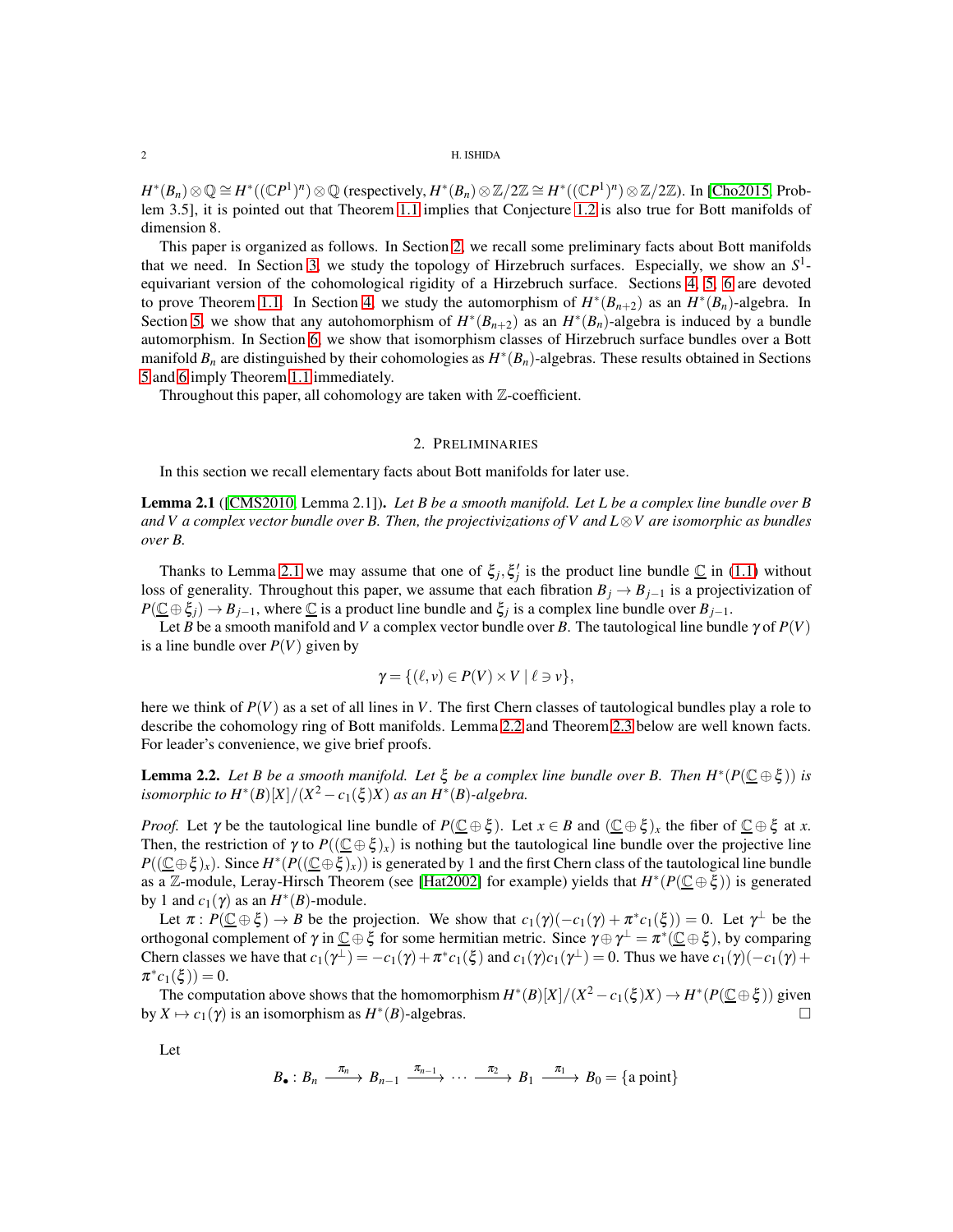$H^*(B_n)\otimes\mathbb{Q}\cong H^*((\mathbb{C}P^1)^n)\otimes\mathbb{Q}$ (respectively, $H^*(B_n)\otimes\mathbb{Z}/2\mathbb{Z}\cong H^*((\mathbb{C}P^1)^n)\otimes\mathbb{Z}/2\mathbb{Z}$). In [Cho2015, Problem 3.5], it is pointed out that Theorem 1.1 implies that Conjecture 1.2 is also true for Bott manifolds of dimension 8.

This paper is organized as follows. In Section 2, we recall some preliminary facts about Bott manifolds that we need. In Section 3, we study the topology of Hirzebruch surfaces. Especially, we show an $S^1$-equivariant version of the cohomological rigidity of a Hirzebruch surface. Sections 4, 5, 6 are devoted to prove Theorem 1.1. In Section 4, we study the automorphism of $H^*(B_{n+2})$ as an $H^*(B_n)$-algebra. In Section 5, we show that any autohomorphism of $H^*(B_{n+2})$ as an $H^*(B_n)$-algebra is induced by a bundle automorphism. In Section 6, we show that isomorphism classes of Hirzebruch surface bundles over a Bott manifold $B_n$ are distinguished by their cohomologies as $H^*(B_n)$-algebras. These results obtained in Sections 5 and 6 imply Theorem 1.1 immediately.

Throughout this paper, all cohomology are taken with $\mathbb{Z}$-coefficient.

## 2. Preliminaries

In this section we recall elementary facts about Bott manifolds for later use.

**Lemma 2.1** ([CMS2010, Lemma 2.1])**.** *Let $B$ be a smooth manifold. Let $L$ be a complex line bundle over $B$ and $V$ a complex vector bundle over $B$. Then, the projectivizations of $V$ and $L\otimes V$ are isomorphic as bundles over $B$.*

Thanks to Lemma 2.1 we may assume that one of $\xi_j,\xi_j'$ is the product line bundle $\underline{\mathbb{C}}$ in (1.1) without loss of generality. Throughout this paper, we assume that each fibration $B_j\to B_{j-1}$ is a projectivization of $P(\underline{\mathbb{C}}\oplus\xi_j)\to B_{j-1}$, where $\underline{\mathbb{C}}$ is a product line bundle and $\xi_j$ is a complex line bundle over $B_{j-1}$.

Let $B$ be a smooth manifold and $V$ a complex vector bundle over $B$. The tautological line bundle $\gamma$ of $P(V)$ is a line bundle over $P(V)$ given by

$$\gamma=\{(\ell,v)\in P(V)\times V\mid \ell\ni v\},$$

here we think of $P(V)$ as a set of all lines in $V$. The first Chern classes of tautological bundles play a role to describe the cohomology ring of Bott manifolds. Lemma 2.2 and Theorem 2.3 below are well known facts. For leader's convenience, we give brief proofs.

**Lemma 2.2.** *Let $B$ be a smooth manifold. Let $\xi$ be a complex line bundle over $B$. Then $H^*(P(\underline{\mathbb{C}}\oplus\xi))$ is isomorphic to $H^*(B)[X]/(X^2-c_1(\xi)X)$ as an $H^*(B)$-algebra.*

*Proof.* Let $\gamma$ be the tautological line bundle of $P(\underline{\mathbb{C}}\oplus\xi)$. Let $x\in B$ and $(\underline{\mathbb{C}}\oplus\xi)_x$ the fiber of $\underline{\mathbb{C}}\oplus\xi$ at $x$. Then, the restriction of $\gamma$ to $P((\underline{\mathbb{C}}\oplus\xi)_x)$ is nothing but the tautological line bundle over the projective line $P((\underline{\mathbb{C}}\oplus\xi)_x)$. Since $H^*(P((\underline{\mathbb{C}}\oplus\xi)_x))$ is generated by 1 and the first Chern class of the tautological line bundle as a $\mathbb{Z}$-module, Leray-Hirsch Theorem (see [Hat2002] for example) yields that $H^*(P(\underline{\mathbb{C}}\oplus\xi))$ is generated by 1 and $c_1(\gamma)$ as an $H^*(B)$-module.

Let $\pi\colon P(\underline{\mathbb{C}}\oplus\xi)\to B$ be the projection. We show that $c_1(\gamma)(-c_1(\gamma)+\pi^*c_1(\xi))=0$. Let $\gamma^\perp$ be the orthogonal complement of $\gamma$ in $\underline{\mathbb{C}}\oplus\xi$ for some hermitian metric. Since $\gamma\oplus\gamma^\perp=\pi^*(\underline{\mathbb{C}}\oplus\xi)$, by comparing Chern classes we have that $c_1(\gamma^\perp)=-c_1(\gamma)+\pi^*c_1(\xi)$ and $c_1(\gamma)c_1(\gamma^\perp)=0$. Thus we have $c_1(\gamma)(-c_1(\gamma)+\pi^*c_1(\xi))=0$.

The computation above shows that the homomorphism $H^*(B)[X]/(X^2-c_1(\xi)X)\to H^*(P(\underline{\mathbb{C}}\oplus\xi))$ given by $X\mapsto c_1(\gamma)$ is an isomorphism as $H^*(B)$-algebras. $\square$

Let

$$B_\bullet: B_n\xrightarrow{\pi_n}B_{n-1}\xrightarrow{\pi_{n-1}}\cdots\xrightarrow{\pi_2}B_1\xrightarrow{\pi_1}B_0=\{\text{a point}\}$$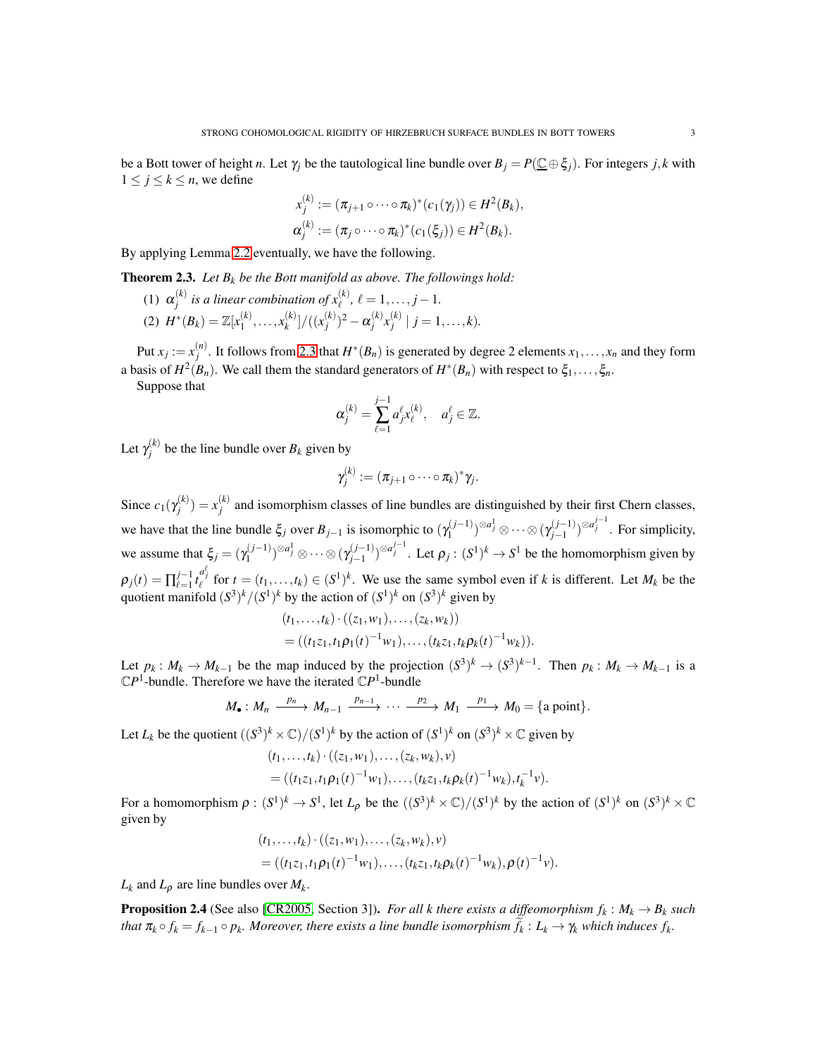be a Bott tower of height $n$. Let $\gamma_j$ be the tautological line bundle over $B_j = P(\underline{\mathbb{C}} \oplus \xi_j)$. For integers $j, k$ with $1 \le j \le k \le n$, we define

$$x_j^{(k)} := (\pi_{j+1} \circ \cdots \circ \pi_k)^*(c_1(\gamma_j)) \in H^2(B_k),$$
$$\alpha_j^{(k)} := (\pi_j \circ \cdots \circ \pi_k)^*(c_1(\xi_j)) \in H^2(B_k).$$

By applying Lemma 2.2 eventually, we have the following.

**Theorem 2.3.** *Let $B_k$ be the Bott manifold as above. The followings hold:*

(1) *$\alpha_j^{(k)}$ is a linear combination of $x_\ell^{(k)}$, $\ell = 1, \ldots, j-1$.*
(2) *$H^*(B_k) = \mathbb{Z}[x_1^{(k)}, \ldots, x_k^{(k)}]/((x_j^{(k)})^2 - \alpha_j^{(k)} x_j^{(k)} \mid j = 1, \ldots, k)$.*

Put $x_j := x_j^{(n)}$. It follows from 2.3 that $H^*(B_n)$ is generated by degree 2 elements $x_1, \ldots, x_n$ and they form a basis of $H^2(B_n)$. We call them the standard generators of $H^*(B_n)$ with respect to $\xi_1, \ldots, \xi_n$.

Suppose that

$$\alpha_j^{(k)} = \sum_{\ell=1}^{j-1} a_j^\ell x_\ell^{(k)}, \quad a_j^\ell \in \mathbb{Z}.$$

Let $\gamma_j^{(k)}$ be the line bundle over $B_k$ given by

$$\gamma_j^{(k)} := (\pi_{j+1} \circ \cdots \circ \pi_k)^* \gamma_j.$$

Since $c_1(\gamma_j^{(k)}) = x_j^{(k)}$ and isomorphism classes of line bundles are distinguished by their first Chern classes, we have that the line bundle $\xi_j$ over $B_{j-1}$ is isomorphic to $(\gamma_1^{(j-1)})^{\otimes a_j^1} \otimes \cdots \otimes (\gamma_{j-1}^{(j-1)})^{\otimes a_j^{j-1}}$. For simplicity, we assume that $\xi_j = (\gamma_1^{(j-1)})^{\otimes a_j^1} \otimes \cdots \otimes (\gamma_{j-1}^{(j-1)})^{\otimes a_j^{j-1}}$. Let $\rho_j \colon (S^1)^k \to S^1$ be the homomorphism given by $\rho_j(t) = \prod_{\ell=1}^{j-1} t_\ell^{a_j^\ell}$ for $t = (t_1, \ldots, t_k) \in (S^1)^k$. We use the same symbol even if $k$ is different. Let $M_k$ be the quotient manifold $(S^3)^k/(S^1)^k$ by the action of $(S^1)^k$ on $(S^3)^k$ given by

$$\begin{aligned}
&(t_1, \ldots, t_k) \cdot ((z_1, w_1), \ldots, (z_k, w_k)) \\
&= ((t_1 z_1, t_1 \rho_1(t)^{-1} w_1), \ldots, (t_k z_1, t_k \rho_k(t)^{-1} w_k)).
\end{aligned}$$

Let $p_k \colon M_k \to M_{k-1}$ be the map induced by the projection $(S^3)^k \to (S^3)^{k-1}$. Then $p_k \colon M_k \to M_{k-1}$ is a $\mathbb{C}P^1$-bundle. Therefore we have the iterated $\mathbb{C}P^1$-bundle

$$M_\bullet \colon M_n \xrightarrow{p_n} M_{n-1} \xrightarrow{p_{n-1}} \cdots \xrightarrow{p_2} M_1 \xrightarrow{p_1} M_0 = \{\text{a point}\}.$$

Let $L_k$ be the quotient $((S^3)^k \times \mathbb{C})/(S^1)^k$ by the action of $(S^1)^k$ on $(S^3)^k \times \mathbb{C}$ given by

$$\begin{aligned}
&(t_1, \ldots, t_k) \cdot ((z_1, w_1), \ldots, (z_k, w_k), v) \\
&= ((t_1 z_1, t_1 \rho_1(t)^{-1} w_1), \ldots, (t_k z_1, t_k \rho_k(t)^{-1} w_k), t_k^{-1} v).
\end{aligned}$$

For a homomorphism $\rho \colon (S^1)^k \to S^1$, let $L_\rho$ be the $((S^3)^k \times \mathbb{C})/(S^1)^k$ by the action of $(S^1)^k$ on $(S^3)^k \times \mathbb{C}$ given by

$$\begin{aligned}
&(t_1, \ldots, t_k) \cdot ((z_1, w_1), \ldots, (z_k, w_k), v) \\
&= ((t_1 z_1, t_1 \rho_1(t)^{-1} w_1), \ldots, (t_k z_1, t_k \rho_k(t)^{-1} w_k), \rho(t)^{-1} v).
\end{aligned}$$

$L_k$ and $L_\rho$ are line bundles over $M_k$.

**Proposition 2.4** (See also [CR2005, Section 3]). *For all $k$ there exists a diffeomorphism $f_k \colon M_k \to B_k$ such that $\pi_k \circ f_k = f_{k-1} \circ p_k$. Moreover, there exists a line bundle isomorphism $\widetilde{f}_k \colon L_k \to \gamma_k$ which induces $f_k$.*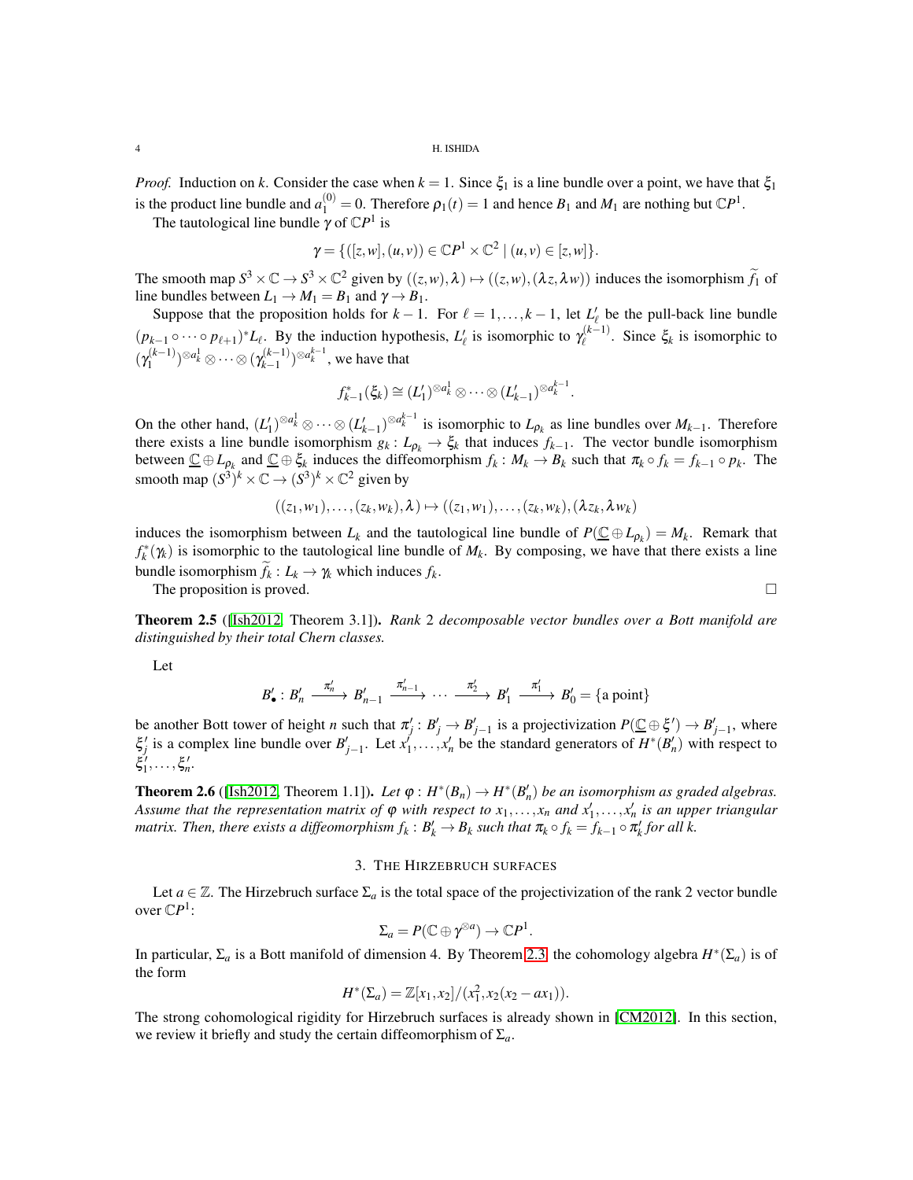*Proof.* Induction on $k$. Consider the case when $k = 1$. Since $\xi_1$ is a line bundle over a point, we have that $\xi_1$ is the product line bundle and $a_1^{(0)} = 0$. Therefore $\rho_1(t) = 1$ and hence $B_1$ and $M_1$ are nothing but $\mathbb{C}P^1$.

The tautological line bundle $\gamma$ of $\mathbb{C}P^1$ is

$$\gamma = \{([z,w],(u,v)) \in \mathbb{C}P^1 \times \mathbb{C}^2 \mid (u,v) \in [z,w]\}.$$

The smooth map $S^3 \times \mathbb{C} \to S^3 \times \mathbb{C}^2$ given by $((z,w),\lambda) \mapsto ((z,w),(\lambda z, \lambda w))$ induces the isomorphism $\widetilde{f}_1$ of line bundles between $L_1 \to M_1 = B_1$ and $\gamma \to B_1$.

Suppose that the proposition holds for $k-1$. For $\ell = 1,\dots,k-1$, let $L'_\ell$ be the pull-back line bundle $(p_{k-1} \circ \cdots \circ p_{\ell+1})^* L_\ell$. By the induction hypothesis, $L'_\ell$ is isomorphic to $\gamma_\ell^{(k-1)}$. Since $\xi_k$ is isomorphic to $(\gamma_1^{(k-1)})^{\otimes a_k^1} \otimes \cdots \otimes (\gamma_{k-1}^{(k-1)})^{\otimes a_k^{k-1}}$, we have that

$$f_{k-1}^*(\xi_k) \cong (L'_1)^{\otimes a_k^1} \otimes \cdots \otimes (L'_{k-1})^{\otimes a_k^{k-1}}.$$

On the other hand, $(L'_1)^{\otimes a_k^1} \otimes \cdots \otimes (L'_{k-1})^{\otimes a_k^{k-1}}$ is isomorphic to $L_{\rho_k}$ as line bundles over $M_{k-1}$. Therefore there exists a line bundle isomorphism $g_k : L_{\rho_k} \to \xi_k$ that induces $f_{k-1}$. The vector bundle isomorphism between $\underline{\mathbb{C}} \oplus L_{\rho_k}$ and $\underline{\mathbb{C}} \oplus \xi_k$ induces the diffeomorphism $f_k : M_k \to B_k$ such that $\pi_k \circ f_k = f_{k-1} \circ p_k$. The smooth map $(S^3)^k \times \mathbb{C} \to (S^3)^k \times \mathbb{C}^2$ given by

$$((z_1,w_1),\dots,(z_k,w_k),\lambda) \mapsto ((z_1,w_1),\dots,(z_k,w_k),(\lambda z_k, \lambda w_k))$$

induces the isomorphism between $L_k$ and the tautological line bundle of $P(\underline{\mathbb{C}} \oplus L_{\rho_k}) = M_k$. Remark that $f_k^*(\gamma_k)$ is isomorphic to the tautological line bundle of $M_k$. By composing, we have that there exists a line bundle isomorphism $\widetilde{f}_k : L_k \to \gamma_k$ which induces $f_k$.

The proposition is proved. $\square$

**Theorem 2.5** ([Ish2012, Theorem 3.1]). *Rank 2 decomposable vector bundles over a Bott manifold are distinguished by their total Chern classes.*

Let

$$B'_\bullet : B'_n \xrightarrow{\pi'_n} B'_{n-1} \xrightarrow{\pi'_{n-1}} \cdots \xrightarrow{\pi'_2} B'_1 \xrightarrow{\pi'_1} B'_0 = \{\text{a point}\}$$

be another Bott tower of height $n$ such that $\pi'_j : B'_j \to B'_{j-1}$ is a projectivization $P(\underline{\mathbb{C}} \oplus \xi') \to B'_{j-1}$, where $\xi'_j$ is a complex line bundle over $B'_{j-1}$. Let $x'_1,\dots,x'_n$ be the standard generators of $H^*(B'_n)$ with respect to $\xi'_1,\dots,\xi'_n$.

**Theorem 2.6** ([Ish2012, Theorem 1.1]). *Let $\varphi : H^*(B_n) \to H^*(B'_n)$ be an isomorphism as graded algebras. Assume that the representation matrix of $\varphi$ with respect to $x_1,\dots,x_n$ and $x'_1,\dots,x'_n$ is an upper triangular matrix. Then, there exists a diffeomorphism $f_k : B'_k \to B_k$ such that $\pi_k \circ f_k = f_{k-1} \circ \pi'_k$ for all $k$.*

## 3. The Hirzebruch surfaces

Let $a \in \mathbb{Z}$. The Hirzebruch surface $\Sigma_a$ is the total space of the projectivization of the rank 2 vector bundle over $\mathbb{C}P^1$:

$$\Sigma_a = P(\mathbb{C} \oplus \gamma^{\otimes a}) \to \mathbb{C}P^1.$$

In particular, $\Sigma_a$ is a Bott manifold of dimension 4. By Theorem 2.3, the cohomology algebra $H^*(\Sigma_a)$ is of the form

$$H^*(\Sigma_a) = \mathbb{Z}[x_1,x_2]/(x_1^2, x_2(x_2 - ax_1)).$$

The strong cohomological rigidity for Hirzebruch surfaces is already shown in [CM2012]. In this section, we review it briefly and study the certain diffeomorphism of $\Sigma_a$.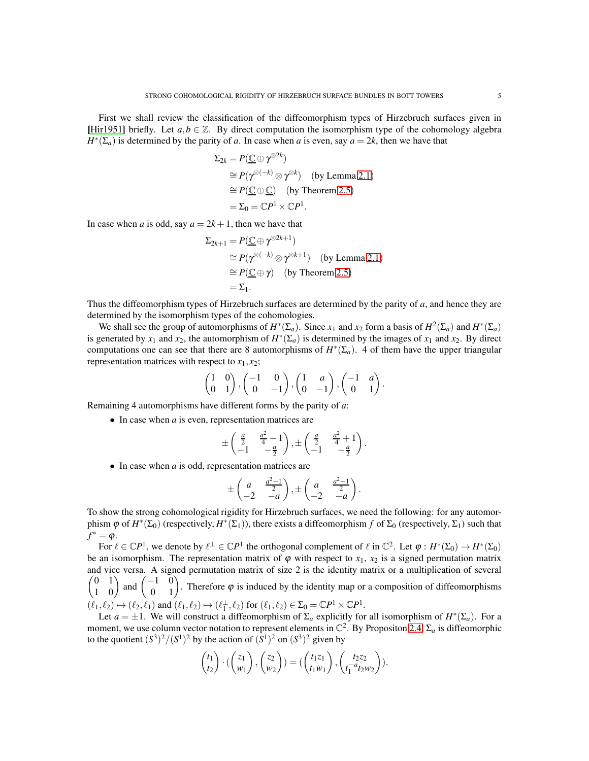First we shall review the classification of the diffeomorphism types of Hirzebruch surfaces given in [Hir1951] briefly. Let $a, b \in \mathbb{Z}$. By direct computation the isomorphism type of the cohomology algebra $H^*(\Sigma_a)$ is determined by the parity of $a$. In case when $a$ is even, say $a = 2k$, then we have that

$$
\begin{aligned}
\Sigma_{2k} &= P(\underline{\mathbb{C}} \oplus \gamma^{\otimes 2k}) \\
&\cong P(\gamma^{\otimes(-k)} \otimes \gamma^{\otimes k}) \quad \text{(by Lemma 2.1)} \\
&\cong P(\underline{\mathbb{C}} \oplus \underline{\mathbb{C}}) \quad \text{(by Theorem 2.5)} \\
&= \Sigma_0 = \mathbb{C}P^1 \times \mathbb{C}P^1.
\end{aligned}
$$

In case when $a$ is odd, say $a = 2k+1$, then we have that

$$
\begin{aligned}
\Sigma_{2k+1} &= P(\underline{\mathbb{C}} \oplus \gamma^{\otimes 2k+1}) \\
&\cong P(\gamma^{\otimes(-k)} \otimes \gamma^{\otimes k+1}) \quad \text{(by Lemma 2.1)} \\
&\cong P(\underline{\mathbb{C}} \oplus \gamma) \quad \text{(by Theorem 2.5)} \\
&= \Sigma_1.
\end{aligned}
$$

Thus the diffeomorphism types of Hirzebruch surfaces are determined by the parity of $a$, and hence they are determined by the isomorphism types of the cohomologies.

We shall see the group of automorphisms of $H^*(\Sigma_a)$. Since $x_1$ and $x_2$ form a basis of $H^2(\Sigma_a)$ and $H^*(\Sigma_a)$ is generated by $x_1$ and $x_2$, the automorphism of $H^*(\Sigma_a)$ is determined by the images of $x_1$ and $x_2$. By direct computations one can see that there are 8 automorphisms of $H^*(\Sigma_a)$. 4 of them have the upper triangular representation matrices with respect to $x_1, x_2$;

$$
\begin{pmatrix} 1 & 0 \\ 0 & 1 \end{pmatrix}, \begin{pmatrix} -1 & 0 \\ 0 & -1 \end{pmatrix}, \begin{pmatrix} 1 & a \\ 0 & -1 \end{pmatrix}, \begin{pmatrix} -1 & a \\ 0 & 1 \end{pmatrix}.
$$

Remaining 4 automorphisms have different forms by the parity of $a$:

- In case when $a$ is even, representation matrices are
$$
\pm \begin{pmatrix} \frac{a}{2} & \frac{a^2}{4} - 1 \\ -1 & -\frac{a}{2} \end{pmatrix}, \pm \begin{pmatrix} \frac{a}{2} & \frac{a^2}{4} + 1 \\ -1 & -\frac{a}{2} \end{pmatrix}.
$$
- In case when $a$ is odd, representation matrices are
$$
\pm \begin{pmatrix} a & \frac{a^2-1}{2} \\ -2 & -a \end{pmatrix}, \pm \begin{pmatrix} a & \frac{a^2+1}{2} \\ -2 & -a \end{pmatrix}.
$$

To show the strong cohomological rigidity for Hirzebruch surfaces, we need the following: for any automorphism $\varphi$ of $H^*(\Sigma_0)$ (respectively, $H^*(\Sigma_1)$), there exists a diffeomorphism $f$ of $\Sigma_0$ (respectively, $\Sigma_1$) such that $f^* = \varphi$.

For $\ell \in \mathbb{C}P^1$, we denote by $\ell^\perp \in \mathbb{C}P^1$ the orthogonal complement of $\ell$ in $\mathbb{C}^2$. Let $\varphi : H^*(\Sigma_0) \to H^*(\Sigma_0)$ be an isomorphism. The representation matrix of $\varphi$ with respect to $x_1$, $x_2$ is a signed permutation matrix and vice versa. A signed permutation matrix of size 2 is the identity matrix or a multiplication of several $\begin{pmatrix} 0 & 1 \\ 1 & 0 \end{pmatrix}$ and $\begin{pmatrix} -1 & 0 \\ 0 & 1 \end{pmatrix}$. Therefore $\varphi$ is induced by the identity map or a composition of diffeomorphisms $(\ell_1, \ell_2) \mapsto (\ell_2, \ell_1)$ and $(\ell_1, \ell_2) \mapsto (\ell_1^\perp, \ell_2)$ for $(\ell_1, \ell_2) \in \Sigma_0 = \mathbb{C}P^1 \times \mathbb{C}P^1$.

Let $a = \pm 1$. We will construct a diffeomorphism of $\Sigma_a$ explicitly for all isomorphism of $H^*(\Sigma_a)$. For a moment, we use column vector notation to represent elements in $\mathbb{C}^2$. By Propositon 2.4, $\Sigma_a$ is diffeomorphic to the quotient $(S^3)^2/(S^1)^2$ by the action of $(S^1)^2$ on $(S^3)^2$ given by

$$
\begin{pmatrix} t_1 \\ t_2 \end{pmatrix} \cdot \left( \begin{pmatrix} z_1 \\ w_1 \end{pmatrix}, \begin{pmatrix} z_2 \\ w_2 \end{pmatrix} \right) = \left( \begin{pmatrix} t_1 z_1 \\ t_1 w_1 \end{pmatrix}, \begin{pmatrix} t_2 z_2 \\ t_1^{-a} t_2 w_2 \end{pmatrix} \right).
$$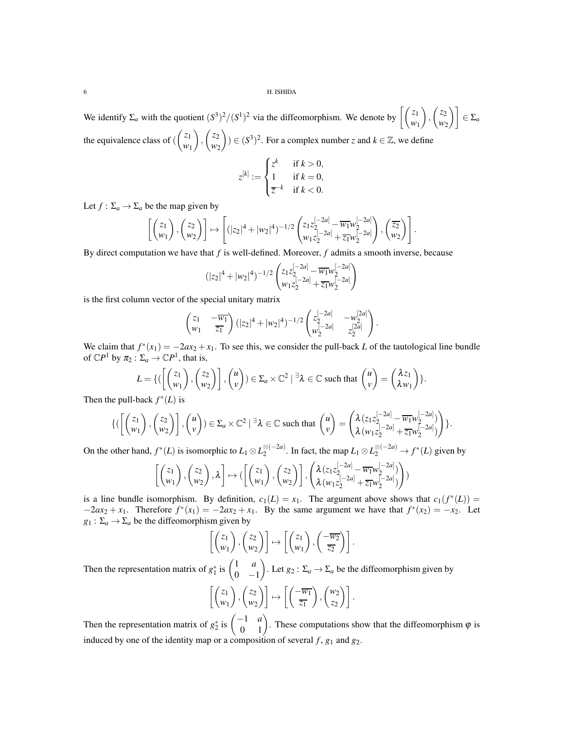We identify $\Sigma_a$ with the quotient $(S^3)^2/(S^1)^2$ via the diffeomorphism. We denote by $\left[\begin{pmatrix} z_1 \\ w_1 \end{pmatrix}, \begin{pmatrix} z_2 \\ w_2 \end{pmatrix}\right] \in \Sigma_a$ the equivalence class of $(\begin{pmatrix} z_1 \\ w_1 \end{pmatrix}, \begin{pmatrix} z_2 \\ w_2 \end{pmatrix}) \in (S^3)^2$. For a complex number $z$ and $k \in \mathbb{Z}$, we define

$$z^{[k]} := \begin{cases} z^k & \text{if } k > 0, \\ 1 & \text{if } k = 0, \\ \overline{z}^{-k} & \text{if } k < 0. \end{cases}$$

Let $f : \Sigma_a \to \Sigma_a$ be the map given by

$$\left[\begin{pmatrix} z_1 \\ w_1 \end{pmatrix}, \begin{pmatrix} z_2 \\ w_2 \end{pmatrix}\right] \mapsto \left[(|z_2|^4 + |w_2|^4)^{-1/2} \begin{pmatrix} z_1 z_2^{[-2a]} - \overline{w_1} w_2^{[-2a]} \\ w_1 z_2^{[-2a]} + \overline{z_1} w_2^{[-2a]} \end{pmatrix}, \begin{pmatrix} \overline{z_2} \\ w_2 \end{pmatrix}\right].$$

By direct computation we have that $f$ is well-defined. Moreover, $f$ admits a smooth inverse, because

$$(|z_2|^4 + |w_2|^4)^{-1/2} \begin{pmatrix} z_1 z_2^{[-2a]} - \overline{w_1} w_2^{[-2a]} \\ w_1 z_2^{[-2a]} + \overline{z_1} w_2^{[-2a]} \end{pmatrix}$$

is the first column vector of the special unitary matrix

$$\begin{pmatrix} z_1 & -\overline{w_1} \\ w_1 & \overline{z_1} \end{pmatrix} (|z_2|^4 + |w_2|^4)^{-1/2} \begin{pmatrix} z_2^{[-2a]} & -w_2^{[2a]} \\ w_2^{[-2a]} & z_2^{[2a]} \end{pmatrix}.$$

We claim that $f^*(x_1) = -2ax_2 + x_1$. To see this, we consider the pull-back $L$ of the tautological line bundle of $\mathbb{C}P^1$ by $\pi_2 : \Sigma_a \to \mathbb{C}P^1$, that is,

$$L = \{(\left[\begin{pmatrix} z_1 \\ w_1 \end{pmatrix}, \begin{pmatrix} z_2 \\ w_2 \end{pmatrix}\right], \begin{pmatrix} u \\ v \end{pmatrix}) \in \Sigma_a \times \mathbb{C}^2 \mid {}^{\exists}\lambda \in \mathbb{C} \text{ such that } \begin{pmatrix} u \\ v \end{pmatrix} = \begin{pmatrix} \lambda z_1 \\ \lambda w_1 \end{pmatrix}\}.$$

Then the pull-back $f^*(L)$ is

$$\{(\left[\begin{pmatrix} z_1 \\ w_1 \end{pmatrix}, \begin{pmatrix} z_2 \\ w_2 \end{pmatrix}\right], \begin{pmatrix} u \\ v \end{pmatrix}) \in \Sigma_a \times \mathbb{C}^2 \mid {}^{\exists}\lambda \in \mathbb{C} \text{ such that } \begin{pmatrix} u \\ v \end{pmatrix} = \begin{pmatrix} \lambda(z_1 z_2^{[-2a]} - \overline{w_1} w_2^{[-2a]}) \\ \lambda(w_1 z_2^{[-2a]} + \overline{z_1} w_2^{[-2a]}) \end{pmatrix}\}.$$

On the other hand, $f^*(L)$ is isomorphic to $L_1 \otimes L_2^{\otimes(-2a)}$. In fact, the map $L_1 \otimes L_2^{\otimes(-2a)} \to f^*(L)$ given by

$$\left[\begin{pmatrix} z_1 \\ w_1 \end{pmatrix}, \begin{pmatrix} z_2 \\ w_2 \end{pmatrix}, \lambda\right] \mapsto (\left[\begin{pmatrix} z_1 \\ w_1 \end{pmatrix}, \begin{pmatrix} z_2 \\ w_2 \end{pmatrix}\right], \begin{pmatrix} \lambda(z_1 z_2^{[-2a]} - \overline{w_1} w_2^{[-2a]}) \\ \lambda(w_1 z_2^{[-2a]} + \overline{z_1} w_2^{[-2a]}) \end{pmatrix})$$

is a line bundle isomorphism. By definition, $c_1(L) = x_1$. The argument above shows that $c_1(f^*(L)) = -2ax_2 + x_1$. Therefore $f^*(x_1) = -2ax_2 + x_1$. By the same argument we have that $f^*(x_2) = -x_2$. Let $g_1 : \Sigma_a \to \Sigma_a$ be the diffeomorphism given by

$$\left[\begin{pmatrix} z_1 \\ w_1 \end{pmatrix}, \begin{pmatrix} z_2 \\ w_2 \end{pmatrix}\right] \mapsto \left[\begin{pmatrix} z_1 \\ w_1 \end{pmatrix}, \begin{pmatrix} -\overline{w_2} \\ \overline{z_2} \end{pmatrix}\right].$$

Then the representation matrix of $g_1^*$ is $\begin{pmatrix} 1 & a \\ 0 & -1 \end{pmatrix}$. Let $g_2 : \Sigma_a \to \Sigma_a$ be the diffeomorphism given by

$$\left[\begin{pmatrix} z_1 \\ w_1 \end{pmatrix}, \begin{pmatrix} z_2 \\ w_2 \end{pmatrix}\right] \mapsto \left[\begin{pmatrix} -\overline{w_1} \\ \overline{z_1} \end{pmatrix}, \begin{pmatrix} w_2 \\ z_2 \end{pmatrix}\right].$$

Then the representation matrix of $g_2^*$ is $\begin{pmatrix} -1 & a \\ 0 & 1 \end{pmatrix}$. These computations show that the diffeomorphism $\varphi$ is induced by one of the identity map or a composition of several $f$, $g_1$ and $g_2$.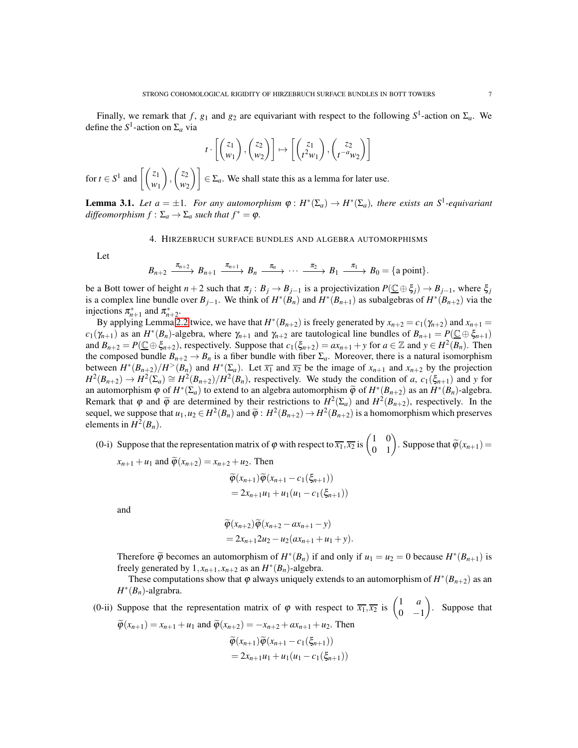Finally, we remark that $f$, $g_1$ and $g_2$ are equivariant with respect to the following $S^1$-action on $\Sigma_a$. We define the $S^1$-action on $\Sigma_a$ via

$$t \cdot \left[ \begin{pmatrix} z_1 \\ w_1 \end{pmatrix}, \begin{pmatrix} z_2 \\ w_2 \end{pmatrix} \right] \mapsto \left[ \begin{pmatrix} z_1 \\ t^2 w_1 \end{pmatrix}, \begin{pmatrix} z_2 \\ t^{-a} w_2 \end{pmatrix} \right]$$

for $t \in S^1$ and $\left[ \begin{pmatrix} z_1 \\ w_1 \end{pmatrix}, \begin{pmatrix} z_2 \\ w_2 \end{pmatrix} \right] \in \Sigma_a$. We shall state this as a lemma for later use.

**Lemma 3.1.** *Let $a = \pm 1$. For any automorphism $\varphi : H^*(\Sigma_a) \to H^*(\Sigma_a)$, there exists an $S^1$-equivariant diffeomorphism $f : \Sigma_a \to \Sigma_a$ such that $f^* = \varphi$.*

## 4. Hirzebruch surface bundles and algebra automorphisms

Let

$$B_{n+2} \xrightarrow{\pi_{n+2}} B_{n+1} \xrightarrow{\pi_{n+1}} B_n \xrightarrow{\pi_n} \cdots \xrightarrow{\pi_2} B_1 \xrightarrow{\pi_1} B_0 = \{\text{a point}\}.$$

be a Bott tower of height $n+2$ such that $\pi_j : B_j \to B_{j-1}$ is a projectivization $P(\underline{\mathbb{C}} \oplus \xi_j) \to B_{j-1}$, where $\xi_j$ is a complex line bundle over $B_{j-1}$. We think of $H^*(B_n)$ and $H^*(B_{n+1})$ as subalgebras of $H^*(B_{n+2})$ via the injections $\pi_{n+1}^*$ and $\pi_{n+2}^*$.

By applying Lemma 2.2 twice, we have that $H^*(B_{n+2})$ is freely generated by $x_{n+2} = c_1(\gamma_{n+2})$ and $x_{n+1} = c_1(\gamma_{n+1})$ as an $H^*(B_n)$-algebra, where $\gamma_{n+1}$ and $\gamma_{n+2}$ are tautological line bundles of $B_{n+1} = P(\underline{\mathbb{C}} \oplus \xi_{n+1})$ and $B_{n+2} = P(\underline{\mathbb{C}} \oplus \xi_{n+2})$, respectively. Suppose that $c_1(\xi_{n+2}) = ax_{n+1} + y$ for $a \in \mathbb{Z}$ and $y \in H^2(B_n)$. Then the composed bundle $B_{n+2} \to B_n$ is a fiber bundle with fiber $\Sigma_a$. Moreover, there is a natural isomorphism between $H^*(B_{n+2})/H^>(B_n)$ and $H^*(\Sigma_a)$. Let $\overline{x_1}$ and $\overline{x_2}$ be the image of $x_{n+1}$ and $x_{n+2}$ by the projection $H^2(B_{n+2}) \to H^2(\Sigma_a) \cong H^2(B_{n+2})/H^2(B_n)$, respectively. We study the condition of $a$, $c_1(\xi_{n+1})$ and $y$ for an automorphism $\varphi$ of $H^*(\Sigma_a)$ to extend to an algebra automorphism $\widetilde{\varphi}$ of $H^*(B_{n+2})$ as an $H^*(B_n)$-algebra. Remark that $\varphi$ and $\widetilde{\varphi}$ are determined by their restrictions to $H^2(\Sigma_a)$ and $H^2(B_{n+2})$, respectively. In the sequel, we suppose that $u_1, u_2 \in H^2(B_n)$ and $\widetilde{\varphi} : H^2(B_{n+2}) \to H^2(B_{n+2})$ is a homomorphism which preserves elements in $H^2(B_n)$.

(0-i) Suppose that the representation matrix of $\varphi$ with respect to $\overline{x_1}, \overline{x_2}$ is $\begin{pmatrix} 1 & 0 \\ 0 & 1 \end{pmatrix}$. Suppose that $\widetilde{\varphi}(x_{n+1}) = x_{n+1} + u_1$ and $\widetilde{\varphi}(x_{n+2}) = x_{n+2} + u_2$. Then

$$\begin{aligned} &\widetilde{\varphi}(x_{n+1})\widetilde{\varphi}(x_{n+1} - c_1(\xi_{n+1})) \\ &= 2x_{n+1}u_1 + u_1(u_1 - c_1(\xi_{n+1})) \end{aligned}$$

and

$$\begin{aligned} &\widetilde{\varphi}(x_{n+2})\widetilde{\varphi}(x_{n+2} - ax_{n+1} - y) \\ &= 2x_{n+1}2u_2 - u_2(ax_{n+1} + u_1 + y). \end{aligned}$$

Therefore $\widetilde{\varphi}$ becomes an automorphism of $H^*(B_n)$ if and only if $u_1 = u_2 = 0$ because $H^*(B_{n+1})$ is freely generated by $1, x_{n+1}, x_{n+2}$ as an $H^*(B_n)$-algebra.

These computations show that $\varphi$ always uniquely extends to an automorphism of $H^*(B_{n+2})$ as an $H^*(B_n)$-algrabra.

(0-ii) Suppose that the representation matrix of $\varphi$ with respect to $\overline{x_1}, \overline{x_2}$ is $\begin{pmatrix} 1 & a \\ 0 & -1 \end{pmatrix}$. Suppose that $\widetilde{\varphi}(x_{n+1}) = x_{n+1} + u_1$ and $\widetilde{\varphi}(x_{n+2}) = -x_{n+2} + ax_{n+1} + u_2$. Then

$$\begin{aligned} &\widetilde{\varphi}(x_{n+1})\widetilde{\varphi}(x_{n+1} - c_1(\xi_{n+1})) \\ &= 2x_{n+1}u_1 + u_1(u_1 - c_1(\xi_{n+1})) \end{aligned}$$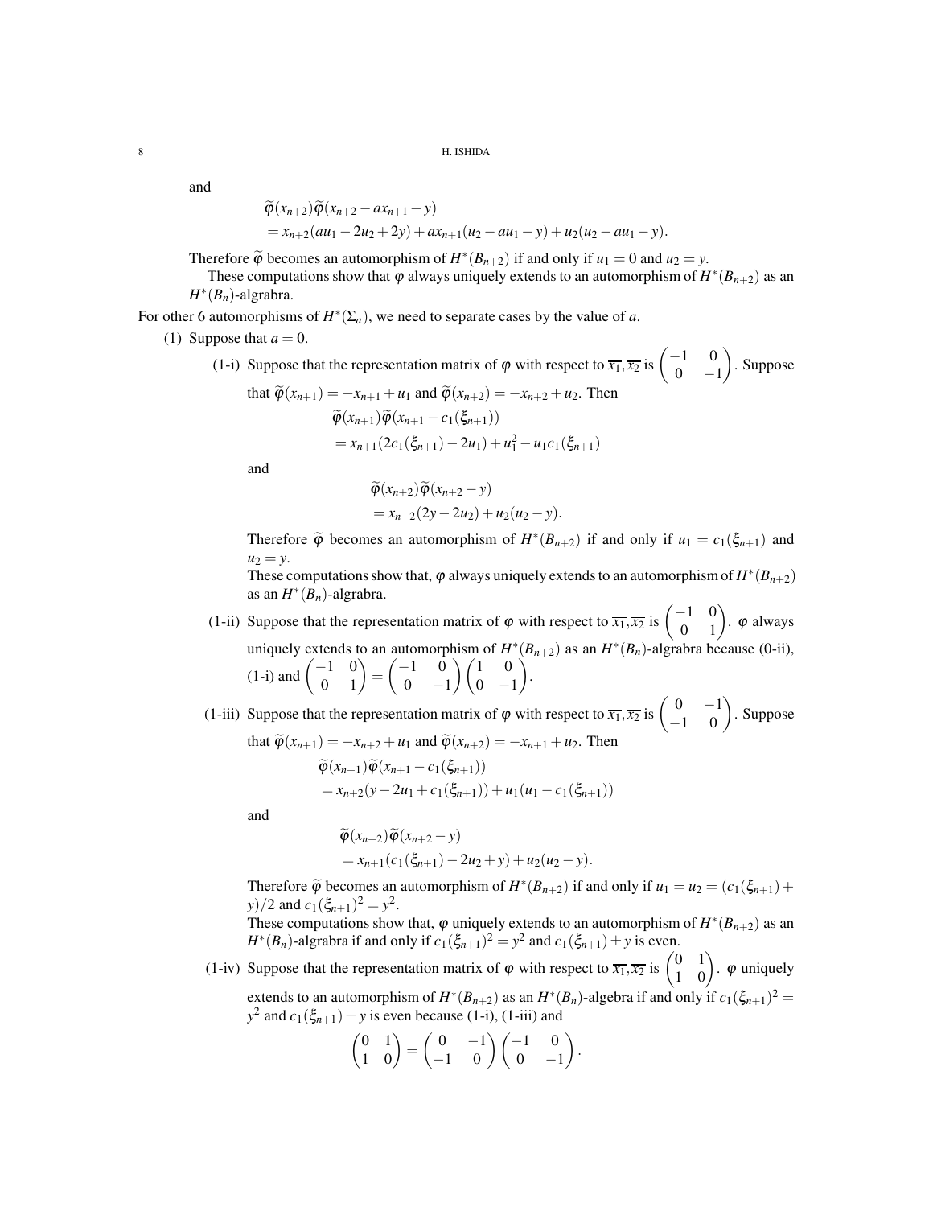and

$$\widetilde{\varphi}(x_{n+2})\widetilde{\varphi}(x_{n+2}-ax_{n+1}-y)$$
$$=x_{n+2}(au_1-2u_2+2y)+ax_{n+1}(u_2-au_1-y)+u_2(u_2-au_1-y).$$

Therefore $\widetilde{\varphi}$ becomes an automorphism of $H^*(B_{n+2})$ if and only if $u_1=0$ and $u_2=y$.

These computations show that $\varphi$ always uniquely extends to an automorphism of $H^*(B_{n+2})$ as an $H^*(B_n)$-algrabra.

For other 6 automorphisms of $H^*(\Sigma_a)$, we need to separate cases by the value of $a$.

(1) Suppose that $a=0$.

(1-i) Suppose that the representation matrix of $\varphi$ with respect to $\overline{x_1},\overline{x_2}$ is $\begin{pmatrix}-1 & 0\\ 0 & -1\end{pmatrix}$. Suppose that $\widetilde{\varphi}(x_{n+1})=-x_{n+1}+u_1$ and $\widetilde{\varphi}(x_{n+2})=-x_{n+2}+u_2$. Then

$$\widetilde{\varphi}(x_{n+1})\widetilde{\varphi}(x_{n+1}-c_1(\xi_{n+1}))$$
$$=x_{n+1}(2c_1(\xi_{n+1})-2u_1)+u_1^2-u_1c_1(\xi_{n+1})$$

and

$$\widetilde{\varphi}(x_{n+2})\widetilde{\varphi}(x_{n+2}-y)$$
$$=x_{n+2}(2y-2u_2)+u_2(u_2-y).$$

Therefore $\widetilde{\varphi}$ becomes an automorphism of $H^*(B_{n+2})$ if and only if $u_1=c_1(\xi_{n+1})$ and $u_2=y$.

These computations show that, $\varphi$ always uniquely extends to an automorphism of $H^*(B_{n+2})$ as an $H^*(B_n)$-algrabra.

(1-ii) Suppose that the representation matrix of $\varphi$ with respect to $\overline{x_1},\overline{x_2}$ is $\begin{pmatrix}-1 & 0\\ 0 & 1\end{pmatrix}$. $\varphi$ always uniquely extends to an automorphism of $H^*(B_{n+2})$ as an $H^*(B_n)$-algrabra because (0-ii), (1-i) and $\begin{pmatrix}-1 & 0\\ 0 & 1\end{pmatrix}=\begin{pmatrix}-1 & 0\\ 0 & -1\end{pmatrix}\begin{pmatrix}1 & 0\\ 0 & -1\end{pmatrix}$.

(1-iii) Suppose that the representation matrix of $\varphi$ with respect to $\overline{x_1},\overline{x_2}$ is $\begin{pmatrix}0 & -1\\ -1 & 0\end{pmatrix}$. Suppose that $\widetilde{\varphi}(x_{n+1})=-x_{n+2}+u_1$ and $\widetilde{\varphi}(x_{n+2})=-x_{n+1}+u_2$. Then

$$\widetilde{\varphi}(x_{n+1})\widetilde{\varphi}(x_{n+1}-c_1(\xi_{n+1}))$$
$$=x_{n+2}(y-2u_1+c_1(\xi_{n+1}))+u_1(u_1-c_1(\xi_{n+1}))$$

and

$$\widetilde{\varphi}(x_{n+2})\widetilde{\varphi}(x_{n+2}-y)$$
$$=x_{n+1}(c_1(\xi_{n+1})-2u_2+y)+u_2(u_2-y).$$

Therefore $\widetilde{\varphi}$ becomes an automorphism of $H^*(B_{n+2})$ if and only if $u_1=u_2=(c_1(\xi_{n+1})+y)/2$ and $c_1(\xi_{n+1})^2=y^2$.

These computations show that, $\varphi$ uniquely extends to an automorphism of $H^*(B_{n+2})$ as an $H^*(B_n)$-algrabra if and only if $c_1(\xi_{n+1})^2=y^2$ and $c_1(\xi_{n+1})\pm y$ is even.

(1-iv) Suppose that the representation matrix of $\varphi$ with respect to $\overline{x_1},\overline{x_2}$ is $\begin{pmatrix}0 & 1\\ 1 & 0\end{pmatrix}$. $\varphi$ uniquely extends to an automorphism of $H^*(B_{n+2})$ as an $H^*(B_n)$-algebra if and only if $c_1(\xi_{n+1})^2=y^2$ and $c_1(\xi_{n+1})\pm y$ is even because (1-i), (1-iii) and

$$\begin{pmatrix}0 & 1\\ 1 & 0\end{pmatrix}=\begin{pmatrix}0 & -1\\ -1 & 0\end{pmatrix}\begin{pmatrix}-1 & 0\\ 0 & -1\end{pmatrix}.$$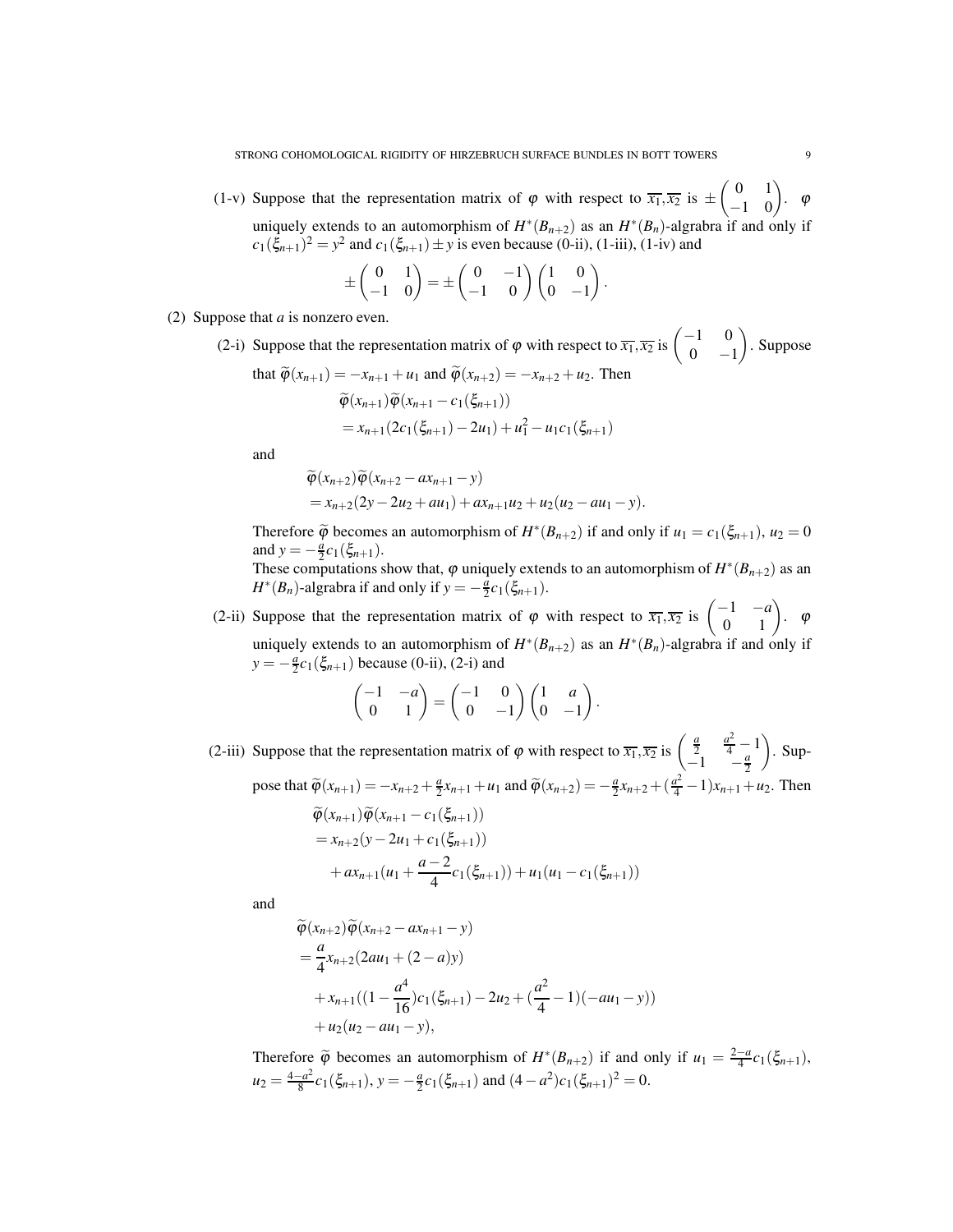(1-v) Suppose that the representation matrix of $\varphi$ with respect to $\overline{x_1}, \overline{x_2}$ is $\pm\begin{pmatrix} 0 & 1 \\ -1 & 0 \end{pmatrix}$. $\varphi$ uniquely extends to an automorphism of $H^*(B_{n+2})$ as an $H^*(B_n)$-algrabra if and only if $c_1(\xi_{n+1})^2 = y^2$ and $c_1(\xi_{n+1}) \pm y$ is even because (0-ii), (1-iii), (1-iv) and

$$\pm\begin{pmatrix} 0 & 1 \\ -1 & 0 \end{pmatrix} = \pm\begin{pmatrix} 0 & -1 \\ -1 & 0 \end{pmatrix}\begin{pmatrix} 1 & 0 \\ 0 & -1 \end{pmatrix}.$$

(2) Suppose that $a$ is nonzero even.

(2-i) Suppose that the representation matrix of $\varphi$ with respect to $\overline{x_1}, \overline{x_2}$ is $\begin{pmatrix} -1 & 0 \\ 0 & -1 \end{pmatrix}$. Suppose that $\widetilde{\varphi}(x_{n+1}) = -x_{n+1} + u_1$ and $\widetilde{\varphi}(x_{n+2}) = -x_{n+2} + u_2$. Then

$$\begin{aligned}
&\widetilde{\varphi}(x_{n+1})\widetilde{\varphi}(x_{n+1} - c_1(\xi_{n+1})) \\
&= x_{n+1}(2c_1(\xi_{n+1}) - 2u_1) + u_1^2 - u_1c_1(\xi_{n+1})
\end{aligned}$$

and

$$\begin{aligned}
&\widetilde{\varphi}(x_{n+2})\widetilde{\varphi}(x_{n+2} - ax_{n+1} - y) \\
&= x_{n+2}(2y - 2u_2 + au_1) + ax_{n+1}u_2 + u_2(u_2 - au_1 - y).
\end{aligned}$$

Therefore $\widetilde{\varphi}$ becomes an automorphism of $H^*(B_{n+2})$ if and only if $u_1 = c_1(\xi_{n+1})$, $u_2 = 0$ and $y = -\frac{a}{2}c_1(\xi_{n+1})$.

These computations show that, $\varphi$ uniquely extends to an automorphism of $H^*(B_{n+2})$ as an $H^*(B_n)$-algrabra if and only if $y = -\frac{a}{2}c_1(\xi_{n+1})$.

(2-ii) Suppose that the representation matrix of $\varphi$ with respect to $\overline{x_1}, \overline{x_2}$ is $\begin{pmatrix} -1 & -a \\ 0 & 1 \end{pmatrix}$. $\varphi$ uniquely extends to an automorphism of $H^*(B_{n+2})$ as an $H^*(B_n)$-algrabra if and only if $y = -\frac{a}{2}c_1(\xi_{n+1})$ because (0-ii), (2-i) and

$$\begin{pmatrix} -1 & -a \\ 0 & 1 \end{pmatrix} = \begin{pmatrix} -1 & 0 \\ 0 & -1 \end{pmatrix}\begin{pmatrix} 1 & a \\ 0 & -1 \end{pmatrix}.$$

(2-iii) Suppose that the representation matrix of $\varphi$ with respect to $\overline{x_1}, \overline{x_2}$ is $\begin{pmatrix} \frac{a}{2} & \frac{a^2}{4} - 1 \\ -1 & -\frac{a}{2} \end{pmatrix}$. Suppose that $\widetilde{\varphi}(x_{n+1}) = -x_{n+2} + \frac{a}{2}x_{n+1} + u_1$ and $\widetilde{\varphi}(x_{n+2}) = -\frac{a}{2}x_{n+2} + (\frac{a^2}{4} - 1)x_{n+1} + u_2$. Then

$$\begin{aligned}
&\widetilde{\varphi}(x_{n+1})\widetilde{\varphi}(x_{n+1} - c_1(\xi_{n+1})) \\
&= x_{n+2}(y - 2u_1 + c_1(\xi_{n+1})) \\
&\quad + ax_{n+1}(u_1 + \frac{a-2}{4}c_1(\xi_{n+1})) + u_1(u_1 - c_1(\xi_{n+1}))
\end{aligned}$$

and

$$\begin{aligned}
&\widetilde{\varphi}(x_{n+2})\widetilde{\varphi}(x_{n+2} - ax_{n+1} - y) \\
&= \frac{a}{4}x_{n+2}(2au_1 + (2-a)y) \\
&\quad + x_{n+1}((1 - \frac{a^4}{16})c_1(\xi_{n+1}) - 2u_2 + (\frac{a^2}{4} - 1)(-au_1 - y)) \\
&\quad + u_2(u_2 - au_1 - y),
\end{aligned}$$

Therefore $\widetilde{\varphi}$ becomes an automorphism of $H^*(B_{n+2})$ if and only if $u_1 = \frac{2-a}{4}c_1(\xi_{n+1})$, $u_2 = \frac{4-a^2}{8}c_1(\xi_{n+1})$, $y = -\frac{a}{2}c_1(\xi_{n+1})$ and $(4 - a^2)c_1(\xi_{n+1})^2 = 0$.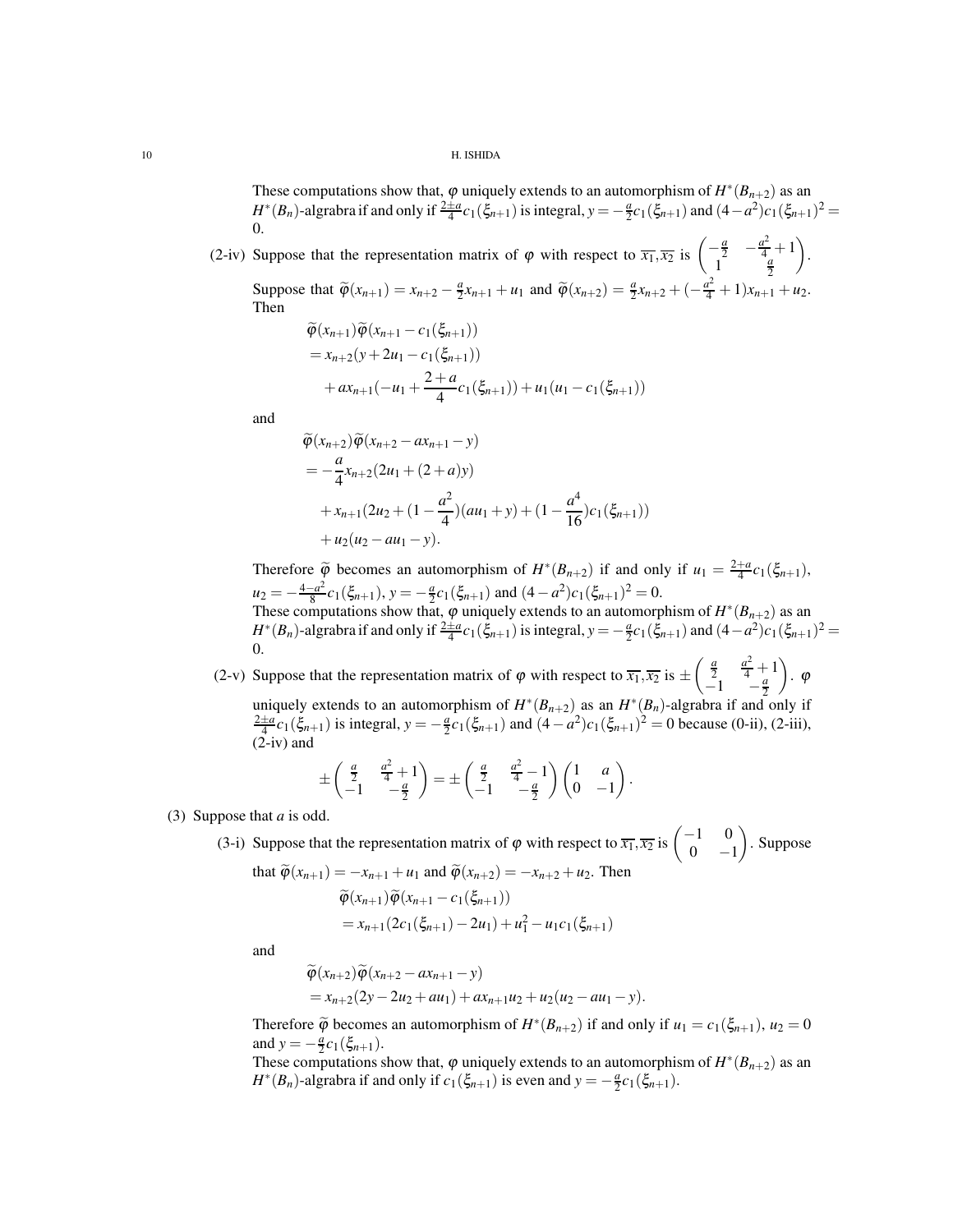These computations show that, $\varphi$ uniquely extends to an automorphism of $H^*(B_{n+2})$ as an $H^*(B_n)$-algrabra if and only if $\frac{2\pm a}{4}c_1(\xi_{n+1})$ is integral, $y = -\frac{a}{2}c_1(\xi_{n+1})$ and $(4-a^2)c_1(\xi_{n+1})^2 = 0$.

(2-iv) Suppose that the representation matrix of $\varphi$ with respect to $\overline{x_1}, \overline{x_2}$ is $\begin{pmatrix} -\frac{a}{2} & -\frac{a^2}{4}+1 \\ 1 & \frac{a}{2} \end{pmatrix}$.

Suppose that $\widetilde{\varphi}(x_{n+1}) = x_{n+2} - \frac{a}{2}x_{n+1} + u_1$ and $\widetilde{\varphi}(x_{n+2}) = \frac{a}{2}x_{n+2} + (-\frac{a^2}{4}+1)x_{n+1} + u_2$. Then

$$
\begin{aligned}
&\widetilde{\varphi}(x_{n+1})\widetilde{\varphi}(x_{n+1} - c_1(\xi_{n+1})) \\
&= x_{n+2}(y + 2u_1 - c_1(\xi_{n+1})) \\
&\quad + ax_{n+1}(-u_1 + \frac{2+a}{4}c_1(\xi_{n+1})) + u_1(u_1 - c_1(\xi_{n+1}))
\end{aligned}
$$

and

$$
\begin{aligned}
&\widetilde{\varphi}(x_{n+2})\widetilde{\varphi}(x_{n+2} - ax_{n+1} - y) \\
&= -\frac{a}{4}x_{n+2}(2u_1 + (2+a)y) \\
&\quad + x_{n+1}(2u_2 + (1 - \frac{a^2}{4})(au_1 + y) + (1 - \frac{a^4}{16})c_1(\xi_{n+1})) \\
&\quad + u_2(u_2 - au_1 - y).
\end{aligned}
$$

Therefore $\widetilde{\varphi}$ becomes an automorphism of $H^*(B_{n+2})$ if and only if $u_1 = \frac{2+a}{4}c_1(\xi_{n+1})$, $u_2 = -\frac{4-a^2}{8}c_1(\xi_{n+1})$, $y = -\frac{a}{2}c_1(\xi_{n+1})$ and $(4-a^2)c_1(\xi_{n+1})^2 = 0$.
These computations show that, $\varphi$ uniquely extends to an automorphism of $H^*(B_{n+2})$ as an $H^*(B_n)$-algrabra if and only if $\frac{2\pm a}{4}c_1(\xi_{n+1})$ is integral, $y = -\frac{a}{2}c_1(\xi_{n+1})$ and $(4-a^2)c_1(\xi_{n+1})^2 = 0$.

(2-v) Suppose that the representation matrix of $\varphi$ with respect to $\overline{x_1}, \overline{x_2}$ is $\pm\begin{pmatrix} \frac{a}{2} & \frac{a^2}{4}+1 \\ -1 & -\frac{a}{2} \end{pmatrix}$. $\varphi$ uniquely extends to an automorphism of $H^*(B_{n+2})$ as an $H^*(B_n)$-algrabra if and only if $\frac{2\pm a}{4}c_1(\xi_{n+1})$ is integral, $y = -\frac{a}{2}c_1(\xi_{n+1})$ and $(4-a^2)c_1(\xi_{n+1})^2 = 0$ because (0-ii), (2-iii), (2-iv) and

$$
\pm\begin{pmatrix} \frac{a}{2} & \frac{a^2}{4}+1 \\ -1 & -\frac{a}{2} \end{pmatrix} = \pm\begin{pmatrix} \frac{a}{2} & \frac{a^2}{4}-1 \\ -1 & -\frac{a}{2} \end{pmatrix}\begin{pmatrix} 1 & a \\ 0 & -1 \end{pmatrix}.
$$

(3) Suppose that $a$ is odd.

(3-i) Suppose that the representation matrix of $\varphi$ with respect to $\overline{x_1}, \overline{x_2}$ is $\begin{pmatrix} -1 & 0 \\ 0 & -1 \end{pmatrix}$. Suppose that $\widetilde{\varphi}(x_{n+1}) = -x_{n+1} + u_1$ and $\widetilde{\varphi}(x_{n+2}) = -x_{n+2} + u_2$. Then

$$
\begin{aligned}
&\widetilde{\varphi}(x_{n+1})\widetilde{\varphi}(x_{n+1} - c_1(\xi_{n+1})) \\
&= x_{n+1}(2c_1(\xi_{n+1}) - 2u_1) + u_1^2 - u_1c_1(\xi_{n+1})
\end{aligned}
$$

and

$$
\begin{aligned}
&\widetilde{\varphi}(x_{n+2})\widetilde{\varphi}(x_{n+2} - ax_{n+1} - y) \\
&= x_{n+2}(2y - 2u_2 + au_1) + ax_{n+1}u_2 + u_2(u_2 - au_1 - y).
\end{aligned}
$$

Therefore $\widetilde{\varphi}$ becomes an automorphism of $H^*(B_{n+2})$ if and only if $u_1 = c_1(\xi_{n+1})$, $u_2 = 0$ and $y = -\frac{a}{2}c_1(\xi_{n+1})$.
These computations show that, $\varphi$ uniquely extends to an automorphism of $H^*(B_{n+2})$ as an $H^*(B_n)$-algrabra if and only if $c_1(\xi_{n+1})$ is even and $y = -\frac{a}{2}c_1(\xi_{n+1})$.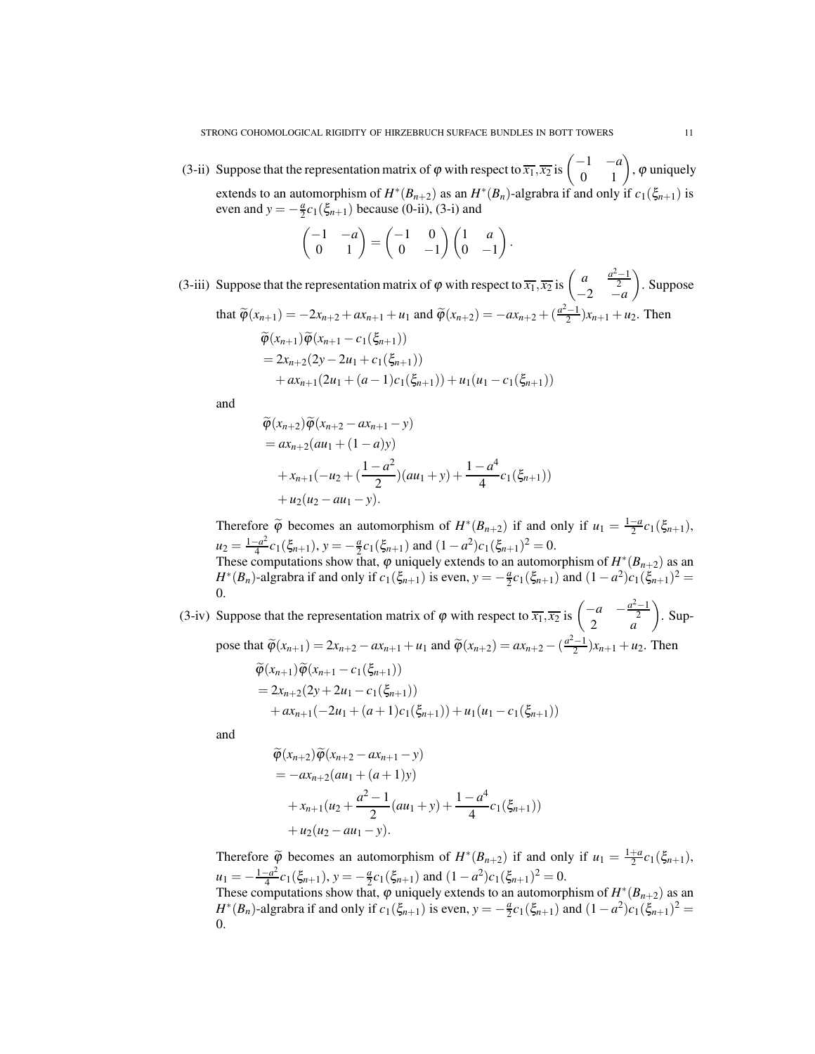(3-ii) Suppose that the representation matrix of $\varphi$ with respect to $\overline{x_1}, \overline{x_2}$ is $\begin{pmatrix} -1 & -a \\ 0 & 1 \end{pmatrix}$, $\varphi$ uniquely extends to an automorphism of $H^*(B_{n+2})$ as an $H^*(B_n)$-algrabra if and only if $c_1(\xi_{n+1})$ is even and $y = -\frac{a}{2}c_1(\xi_{n+1})$ because (0-ii), (3-i) and

$$\begin{pmatrix} -1 & -a \\ 0 & 1 \end{pmatrix} = \begin{pmatrix} -1 & 0 \\ 0 & -1 \end{pmatrix} \begin{pmatrix} 1 & a \\ 0 & -1 \end{pmatrix}.$$

(3-iii) Suppose that the representation matrix of $\varphi$ with respect to $\overline{x_1}, \overline{x_2}$ is $\begin{pmatrix} a & \frac{a^2-1}{2} \\ -2 & -a \end{pmatrix}$. Suppose that $\widetilde{\varphi}(x_{n+1}) = -2x_{n+2} + ax_{n+1} + u_1$ and $\widetilde{\varphi}(x_{n+2}) = -ax_{n+2} + (\frac{a^2-1}{2})x_{n+1} + u_2$. Then

$$\begin{aligned} &\widetilde{\varphi}(x_{n+1})\widetilde{\varphi}(x_{n+1} - c_1(\xi_{n+1})) \\ &= 2x_{n+2}(2y - 2u_1 + c_1(\xi_{n+1})) \\ &\quad + ax_{n+1}(2u_1 + (a-1)c_1(\xi_{n+1})) + u_1(u_1 - c_1(\xi_{n+1})) \end{aligned}$$

and

$$\begin{aligned} &\widetilde{\varphi}(x_{n+2})\widetilde{\varphi}(x_{n+2} - ax_{n+1} - y) \\ &= ax_{n+2}(au_1 + (1-a)y) \\ &\quad + x_{n+1}(-u_2 + (\frac{1-a^2}{2})(au_1 + y) + \frac{1-a^4}{4}c_1(\xi_{n+1})) \\ &\quad + u_2(u_2 - au_1 - y). \end{aligned}$$

Therefore $\widetilde{\varphi}$ becomes an automorphism of $H^*(B_{n+2})$ if and only if $u_1 = \frac{1-a}{2}c_1(\xi_{n+1})$, $u_2 = \frac{1-a^2}{4}c_1(\xi_{n+1})$, $y = -\frac{a}{2}c_1(\xi_{n+1})$ and $(1-a^2)c_1(\xi_{n+1})^2 = 0$.
These computations show that, $\varphi$ uniquely extends to an automorphism of $H^*(B_{n+2})$ as an $H^*(B_n)$-algrabra if and only if $c_1(\xi_{n+1})$ is even, $y = -\frac{a}{2}c_1(\xi_{n+1})$ and $(1-a^2)c_1(\xi_{n+1})^2 = 0$.

(3-iv) Suppose that the representation matrix of $\varphi$ with respect to $\overline{x_1}, \overline{x_2}$ is $\begin{pmatrix} -a & -\frac{a^2-1}{2} \\ 2 & a \end{pmatrix}$. Suppose that $\widetilde{\varphi}(x_{n+1}) = 2x_{n+2} - ax_{n+1} + u_1$ and $\widetilde{\varphi}(x_{n+2}) = ax_{n+2} - (\frac{a^2-1}{2})x_{n+1} + u_2$. Then

$$\begin{aligned} &\widetilde{\varphi}(x_{n+1})\widetilde{\varphi}(x_{n+1} - c_1(\xi_{n+1})) \\ &= 2x_{n+2}(2y + 2u_1 - c_1(\xi_{n+1})) \\ &\quad + ax_{n+1}(-2u_1 + (a+1)c_1(\xi_{n+1})) + u_1(u_1 - c_1(\xi_{n+1})) \end{aligned}$$

and

$$\begin{aligned} &\widetilde{\varphi}(x_{n+2})\widetilde{\varphi}(x_{n+2} - ax_{n+1} - y) \\ &= -ax_{n+2}(au_1 + (a+1)y) \\ &\quad + x_{n+1}(u_2 + \frac{a^2-1}{2}(au_1 + y) + \frac{1-a^4}{4}c_1(\xi_{n+1})) \\ &\quad + u_2(u_2 - au_1 - y). \end{aligned}$$

Therefore $\widetilde{\varphi}$ becomes an automorphism of $H^*(B_{n+2})$ if and only if $u_1 = \frac{1+a}{2}c_1(\xi_{n+1})$, $u_1 = -\frac{1-a^2}{4}c_1(\xi_{n+1})$, $y = -\frac{a}{2}c_1(\xi_{n+1})$ and $(1-a^2)c_1(\xi_{n+1})^2 = 0$.
These computations show that, $\varphi$ uniquely extends to an automorphism of $H^*(B_{n+2})$ as an $H^*(B_n)$-algrabra if and only if $c_1(\xi_{n+1})$ is even, $y = -\frac{a}{2}c_1(\xi_{n+1})$ and $(1-a^2)c_1(\xi_{n+1})^2 = 0$.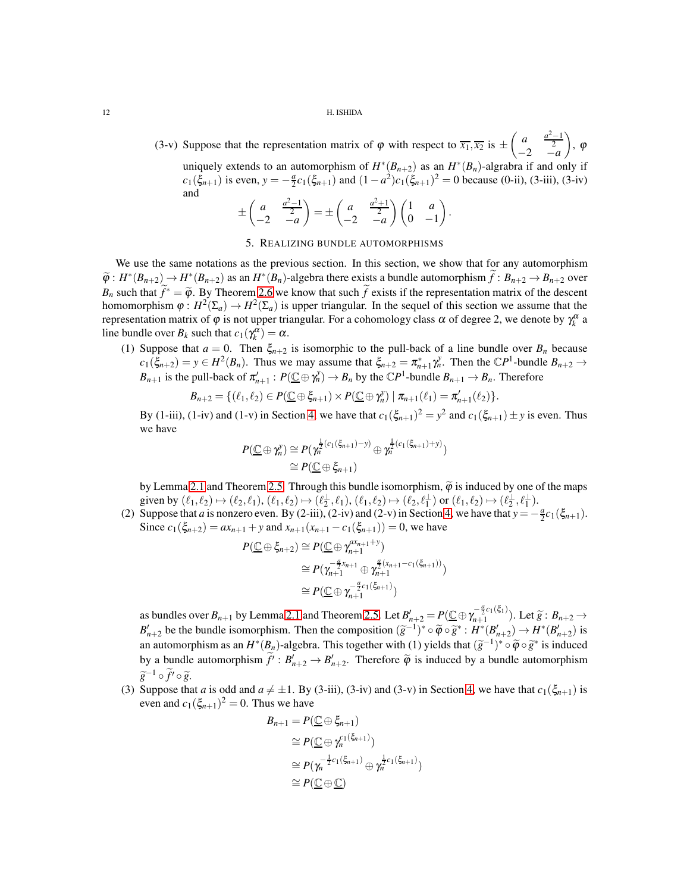(3-v) Suppose that the representation matrix of $\varphi$ with respect to $\overline{x_1}, \overline{x_2}$ is $\pm\begin{pmatrix} a & \frac{a^2-1}{2} \\ -2 & -a \end{pmatrix}$, $\varphi$ uniquely extends to an automorphism of $H^*(B_{n+2})$ as an $H^*(B_n)$-algrabra if and only if $c_1(\xi_{n+1})$ is even, $y = -\frac{a}{2}c_1(\xi_{n+1})$ and $(1-a^2)c_1(\xi_{n+1})^2 = 0$ because (0-ii), (3-iii), (3-iv) and

$$\pm\begin{pmatrix} a & \frac{a^2-1}{2} \\ -2 & -a \end{pmatrix} = \pm\begin{pmatrix} a & \frac{a^2+1}{2} \\ -2 & -a \end{pmatrix}\begin{pmatrix} 1 & a \\ 0 & -1 \end{pmatrix}.$$

## 5. Realizing bundle automorphisms

We use the same notations as the previous section. In this section, we show that for any automorphism $\widetilde{\varphi}\colon H^*(B_{n+2}) \to H^*(B_{n+2})$ as an $H^*(B_n)$-algebra there exists a bundle automorphism $\widetilde{f}\colon B_{n+2} \to B_{n+2}$ over $B_n$ such that $\widetilde{f}^* = \widetilde{\varphi}$. By Theorem 2.6 we know that such $\widetilde{f}$ exists if the representation matrix of the descent homomorphism $\varphi\colon H^2(\Sigma_a) \to H^2(\Sigma_a)$ is upper triangular. In the sequel of this section we assume that the representation matrix of $\varphi$ is not upper triangular. For a cohomology class $\alpha$ of degree 2, we denote by $\gamma_k^\alpha$ a line bundle over $B_k$ such that $c_1(\gamma_k^\alpha) = \alpha$.

(1) Suppose that $a = 0$. Then $\xi_{n+2}$ is isomorphic to the pull-back of a line bundle over $B_n$ because $c_1(\xi_{n+2}) = y \in H^2(B_n)$. Thus we may assume that $\xi_{n+2} = \pi_{n+1}^*\gamma_n^y$. Then the $\mathbb{C}P^1$-bundle $B_{n+2} \to B_{n+1}$ is the pull-back of $\pi'_{n+1}\colon P(\underline{\mathbb{C}} \oplus \gamma_n^y) \to B_n$ by the $\mathbb{C}P^1$-bundle $B_{n+1} \to B_n$. Therefore

$$B_{n+2} = \{(\ell_1, \ell_2) \in P(\underline{\mathbb{C}} \oplus \xi_{n+1}) \times P(\underline{\mathbb{C}} \oplus \gamma_n^y) \mid \pi_{n+1}(\ell_1) = \pi'_{n+1}(\ell_2)\}.$$

By (1-iii), (1-iv) and (1-v) in Section 4, we have that $c_1(\xi_{n+1})^2 = y^2$ and $c_1(\xi_{n+1}) \pm y$ is even. Thus we have

$$\begin{aligned} P(\underline{\mathbb{C}} \oplus \gamma_n^y) &\cong P(\gamma_n^{\frac{1}{2}(c_1(\xi_{n+1})-y)} \oplus \gamma_n^{\frac{1}{2}(c_1(\xi_{n+1})+y)}) \\ &\cong P(\underline{\mathbb{C}} \oplus \xi_{n+1}) \end{aligned}$$

by Lemma 2.1 and Theorem 2.5. Through this bundle isomorphism, $\widetilde{\varphi}$ is induced by one of the maps given by $(\ell_1, \ell_2) \mapsto (\ell_2, \ell_1)$, $(\ell_1, \ell_2) \mapsto (\ell_2^\perp, \ell_1)$, $(\ell_1, \ell_2) \mapsto (\ell_2, \ell_1^\perp)$ or $(\ell_1, \ell_2) \mapsto (\ell_2^\perp, \ell_1^\perp)$.

(2) Suppose that $a$ is nonzero even. By (2-iii), (2-iv) and (2-v) in Section 4, we have that $y = -\frac{a}{2}c_1(\xi_{n+1})$. Since $c_1(\xi_{n+2}) = ax_{n+1} + y$ and $x_{n+1}(x_{n+1} - c_1(\xi_{n+1})) = 0$, we have

$$\begin{aligned} P(\underline{\mathbb{C}} \oplus \xi_{n+2}) &\cong P(\underline{\mathbb{C}} \oplus \gamma_{n+1}^{ax_{n+1}+y}) \\ &\cong P(\gamma_{n+1}^{-\frac{a}{2}x_{n+1}} \oplus \gamma_{n+1}^{\frac{a}{2}(x_{n+1}-c_1(\xi_{n+1}))}) \\ &\cong P(\underline{\mathbb{C}} \oplus \gamma_{n+1}^{-\frac{a}{2}c_1(\xi_{n+1})}) \end{aligned}$$

as bundles over $B_{n+1}$ by Lemma 2.1 and Theorem 2.5. Let $B'_{n+2} = P(\underline{\mathbb{C}} \oplus \gamma_{n+1}^{-\frac{a}{2}c_1(\xi_1)})$. Let $\widetilde{g}\colon B_{n+2} \to B'_{n+2}$ be the bundle isomorphism. Then the composition $(\widetilde{g}^{-1})^* \circ \widetilde{\varphi} \circ \widetilde{g}^*\colon H^*(B'_{n+2}) \to H^*(B'_{n+2})$ is an automorphism as an $H^*(B_n)$-algebra. This together with (1) yields that $(\widetilde{g}^{-1})^* \circ \widetilde{\varphi} \circ \widetilde{g}^*$ is induced by a bundle automorphism $\widetilde{f'}\colon B'_{n+2} \to B'_{n+2}$. Therefore $\widetilde{\varphi}$ is induced by a bundle automorphism $\widetilde{g}^{-1} \circ \widetilde{f'} \circ \widetilde{g}$.

(3) Suppose that $a$ is odd and $a \neq \pm 1$. By (3-iii), (3-iv) and (3-v) in Section 4, we have that $c_1(\xi_{n+1})$ is even and $c_1(\xi_{n+1})^2 = 0$. Thus we have

$$\begin{aligned} B_{n+1} &= P(\underline{\mathbb{C}} \oplus \xi_{n+1}) \\ &\cong P(\underline{\mathbb{C}} \oplus \gamma_n^{c_1(\xi_{n+1})}) \\ &\cong P(\gamma_n^{-\frac{1}{2}c_1(\xi_{n+1})} \oplus \gamma_n^{\frac{1}{2}c_1(\xi_{n+1})}) \\ &\cong P(\underline{\mathbb{C}} \oplus \underline{\mathbb{C}}) \end{aligned}$$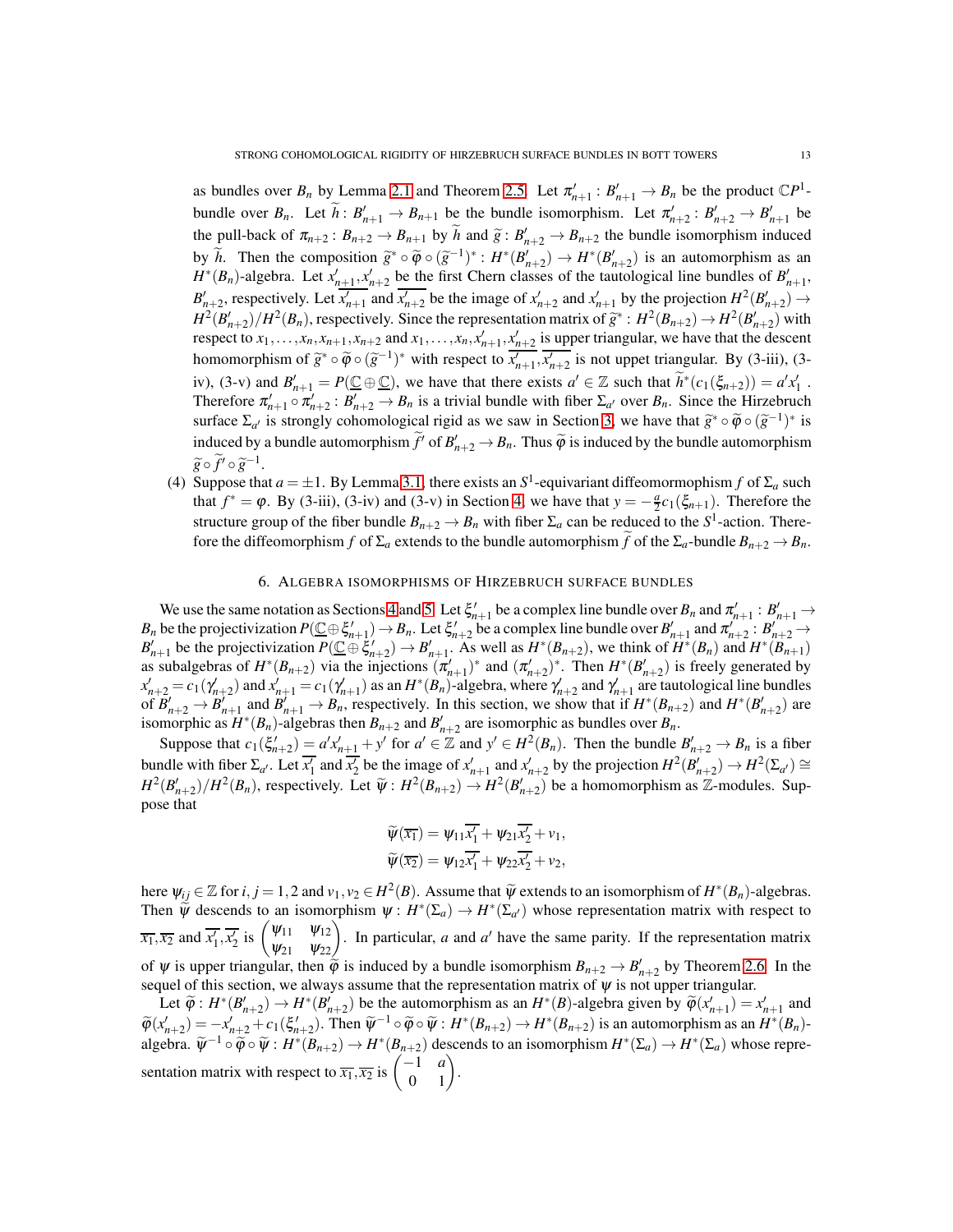as bundles over $B_n$ by Lemma 2.1 and Theorem 2.5. Let $\pi'_{n+1}\colon B'_{n+1}\to B_n$ be the product $\mathbb{C}P^1$-bundle over $B_n$. Let $\widetilde{h}\colon B'_{n+1}\to B_{n+1}$ be the bundle isomorphism. Let $\pi'_{n+2}\colon B'_{n+2}\to B'_{n+1}$ be the pull-back of $\pi_{n+2}\colon B_{n+2}\to B_{n+1}$ by $\widetilde{h}$ and $\widetilde{g}\colon B'_{n+2}\to B_{n+2}$ the bundle isomorphism induced by $\widetilde{h}$. Then the composition $\widetilde{g}^*\circ\widetilde{\varphi}\circ(\widetilde{g}^{-1})^*\colon H^*(B'_{n+2})\to H^*(B'_{n+2})$ is an automorphism as an $H^*(B_n)$-algebra. Let $x'_{n+1},x'_{n+2}$ be the first Chern classes of the tautological line bundles of $B'_{n+1}$, $B'_{n+2}$, respectively. Let $\overline{x'_{n+1}}$ and $\overline{x'_{n+2}}$ be the image of $x'_{n+2}$ and $x'_{n+1}$ by the projection $H^2(B'_{n+2})\to H^2(B'_{n+2})/H^2(B_n)$, respectively. Since the representation matrix of $\widetilde{g}^*\colon H^2(B_{n+2})\to H^2(B'_{n+2})$ with respect to $x_1,\dots,x_n,x_{n+1},x_{n+2}$ and $x_1,\dots,x_n,x'_{n+1},x'_{n+2}$ is upper triangular, we have that the descent homomorphism of $\widetilde{g}^*\circ\widetilde{\varphi}\circ(\widetilde{g}^{-1})^*$ with respect to $\overline{x'_{n+1}},\overline{x'_{n+2}}$ is not uppet triangular. By (3-iii), (3-iv), (3-v) and $B'_{n+1}=P(\underline{\mathbb{C}}\oplus\underline{\mathbb{C}})$, we have that there exists $a'\in\mathbb{Z}$ such that $\widetilde{h}^*(c_1(\xi_{n+2}))=a'x'_1$ . Therefore $\pi'_{n+1}\circ\pi'_{n+2}\colon B'_{n+2}\to B_n$ is a trivial bundle with fiber $\Sigma_{a'}$ over $B_n$. Since the Hirzebruch surface $\Sigma_{a'}$ is strongly cohomological rigid as we saw in Section 3, we have that $\widetilde{g}^*\circ\widetilde{\varphi}\circ(\widetilde{g}^{-1})^*$ is induced by a bundle automorphism $\widetilde{f}'$ of $B'_{n+2}\to B_n$. Thus $\widetilde{\varphi}$ is induced by the bundle automorphism $\widetilde{g}\circ\widetilde{f}'\circ\widetilde{g}^{-1}$.

(4) Suppose that $a=\pm1$. By Lemma 3.1, there exists an $S^1$-equivariant diffeomormophism $f$ of $\Sigma_a$ such that $f^*=\varphi$. By (3-iii), (3-iv) and (3-v) in Section 4, we have that $y=-\frac{a}{2}c_1(\xi_{n+1})$. Therefore the structure group of the fiber bundle $B_{n+2}\to B_n$ with fiber $\Sigma_a$ can be reduced to the $S^1$-action. Therefore the diffeomorphism $f$ of $\Sigma_a$ extends to the bundle automorphism $\widetilde{f}$ of the $\Sigma_a$-bundle $B_{n+2}\to B_n$.

## 6. Algebra isomorphisms of Hirzebruch surface bundles

We use the same notation as Sections 4 and 5. Let $\xi'_{n+1}$ be a complex line bundle over $B_n$ and $\pi'_{n+1}\colon B'_{n+1}\to B_n$ be the projectivization $P(\underline{\mathbb{C}}\oplus\xi'_{n+1})\to B_n$. Let $\xi'_{n+2}$ be a complex line bundle over $B'_{n+1}$ and $\pi'_{n+2}\colon B'_{n+2}\to B'_{n+1}$ be the projectivization $P(\underline{\mathbb{C}}\oplus\xi'_{n+2})\to B'_{n+1}$. As well as $H^*(B_{n+2})$, we think of $H^*(B_n)$ and $H^*(B_{n+1})$ as subalgebras of $H^*(B_{n+2})$ via the injections $(\pi'_{n+1})^*$ and $(\pi'_{n+2})^*$. Then $H^*(B'_{n+2})$ is freely generated by $x'_{n+2}=c_1(\gamma'_{n+2})$ and $x'_{n+1}=c_1(\gamma'_{n+1})$ as an $H^*(B_n)$-algebra, where $\gamma'_{n+2}$ and $\gamma'_{n+1}$ are tautological line bundles of $B'_{n+2}\to B'_{n+1}$ and $B'_{n+1}\to B_n$, respectively. In this section, we show that if $H^*(B_{n+2})$ and $H^*(B'_{n+2})$ are isomorphic as $H^*(B_n)$-algebras then $B_{n+2}$ and $B'_{n+2}$ are isomorphic as bundles over $B_n$.

Suppose that $c_1(\xi'_{n+2})=a'x'_{n+1}+y'$ for $a'\in\mathbb{Z}$ and $y'\in H^2(B_n)$. Then the bundle $B'_{n+2}\to B_n$ is a fiber bundle with fiber $\Sigma_{a'}$. Let $\overline{x'_1}$ and $\overline{x'_2}$ be the image of $x'_{n+1}$ and $x'_{n+2}$ by the projection $H^2(B'_{n+2})\to H^2(\Sigma_{a'})\cong H^2(B'_{n+2})/H^2(B_n)$, respectively. Let $\widetilde{\psi}\colon H^2(B_{n+2})\to H^2(B'_{n+2})$ be a homomorphism as $\mathbb{Z}$-modules. Suppose that

$$
\widetilde{\psi}(\overline{x_1})=\psi_{11}\overline{x'_1}+\psi_{21}\overline{x'_2}+v_1,
$$
$$
\widetilde{\psi}(\overline{x_2})=\psi_{12}\overline{x'_1}+\psi_{22}\overline{x'_2}+v_2,
$$

here $\psi_{ij}\in\mathbb{Z}$ for $i,j=1,2$ and $v_1,v_2\in H^2(B)$. Assume that $\widetilde{\psi}$ extends to an isomorphism of $H^*(B_n)$-algebras. Then $\widetilde{\psi}$ descends to an isomorphism $\psi\colon H^*(\Sigma_a)\to H^*(\Sigma_{a'})$ whose representation matrix with respect to $\overline{x_1},\overline{x_2}$ and $\overline{x'_1},\overline{x'_2}$ is $\begin{pmatrix}\psi_{11} & \psi_{12}\\ \psi_{21} & \psi_{22}\end{pmatrix}$. In particular, $a$ and $a'$ have the same parity. If the representation matrix of $\psi$ is upper triangular, then $\widetilde{\varphi}$ is induced by a bundle isomorphism $B_{n+2}\to B'_{n+2}$ by Theorem 2.6. In the sequel of this section, we always assume that the representation matrix of $\psi$ is not upper triangular.

Let $\widetilde{\varphi}\colon H^*(B'_{n+2})\to H^*(B'_{n+2})$ be the automorphism as an $H^*(B)$-algebra given by $\widetilde{\varphi}(x'_{n+1})=x'_{n+1}$ and $\widetilde{\varphi}(x'_{n+2})=-x'_{n+2}+c_1(\xi'_{n+2})$. Then $\widetilde{\psi}^{-1}\circ\widetilde{\varphi}\circ\widetilde{\psi}\colon H^*(B_{n+2})\to H^*(B_{n+2})$ is an automorphism as an $H^*(B_n)$-algebra. $\widetilde{\psi}^{-1}\circ\widetilde{\varphi}\circ\widetilde{\psi}\colon H^*(B_{n+2})\to H^*(B_{n+2})$ descends to an isomorphism $H^*(\Sigma_a)\to H^*(\Sigma_a)$ whose representation matrix with respect to $\overline{x_1},\overline{x_2}$ is $\begin{pmatrix}-1 & a\\ 0 & 1\end{pmatrix}$.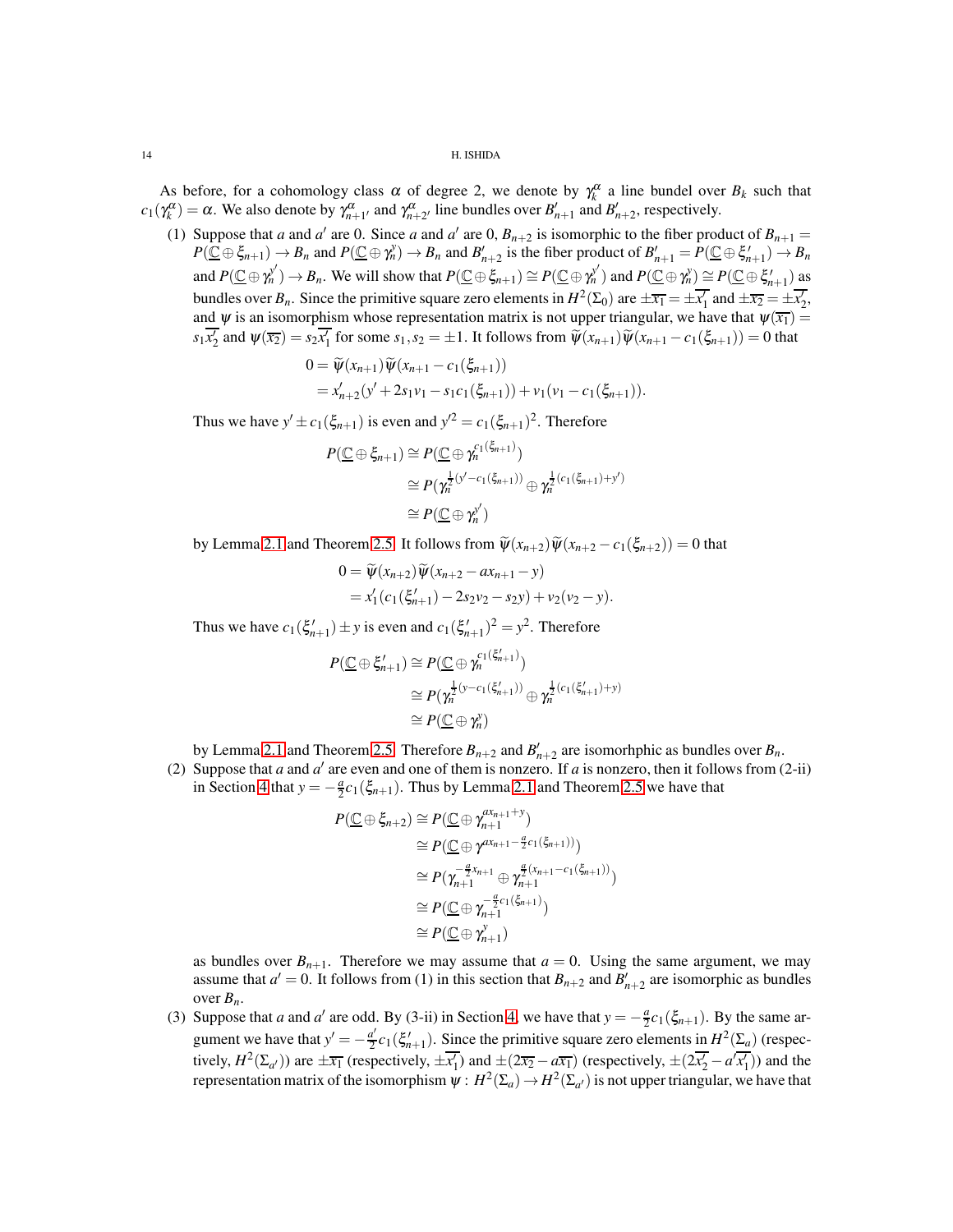As before, for a cohomology class $\alpha$ of degree 2, we denote by $\gamma_k^\alpha$ a line bundel over $B_k$ such that $c_1(\gamma_k^\alpha) = \alpha$. We also denote by $\gamma_{n+1'}^\alpha$ and $\gamma_{n+2'}^\alpha$ line bundles over $B'_{n+1}$ and $B'_{n+2}$, respectively.

(1) Suppose that $a$ and $a'$ are 0. Since $a$ and $a'$ are 0, $B_{n+2}$ is isomorphic to the fiber product of $B_{n+1} = P(\underline{\mathbb{C}} \oplus \xi_{n+1}) \to B_n$ and $P(\underline{\mathbb{C}} \oplus \gamma_n^y) \to B_n$ and $B'_{n+2}$ is the fiber product of $B'_{n+1} = P(\underline{\mathbb{C}} \oplus \xi'_{n+1}) \to B_n$ and $P(\underline{\mathbb{C}} \oplus \gamma_n^{y'}) \to B_n$. We will show that $P(\underline{\mathbb{C}} \oplus \xi_{n+1}) \cong P(\underline{\mathbb{C}} \oplus \gamma_n^{y'})$ and $P(\underline{\mathbb{C}} \oplus \gamma_n^y) \cong P(\underline{\mathbb{C}} \oplus \xi'_{n+1})$ as bundles over $B_n$. Since the primitive square zero elements in $H^2(\Sigma_0)$ are $\pm\overline{x_1} = \pm\overline{x'_1}$ and $\pm\overline{x_2} = \pm\overline{x'_2}$, and $\psi$ is an isomorphism whose representation matrix is not upper triangular, we have that $\psi(\overline{x_1}) = s_1\overline{x'_2}$ and $\psi(\overline{x_2}) = s_2\overline{x'_1}$ for some $s_1, s_2 = \pm 1$. It follows from $\widetilde{\psi}(x_{n+1})\widetilde{\psi}(x_{n+1} - c_1(\xi_{n+1})) = 0$ that

$$
\begin{aligned}
0 &= \widetilde{\psi}(x_{n+1})\widetilde{\psi}(x_{n+1} - c_1(\xi_{n+1})) \\
&= x'_{n+2}(y' + 2s_1v_1 - s_1c_1(\xi_{n+1})) + v_1(v_1 - c_1(\xi_{n+1})).
\end{aligned}
$$

Thus we have $y' \pm c_1(\xi_{n+1})$ is even and $y'^2 = c_1(\xi_{n+1})^2$. Therefore

$$
\begin{aligned}
P(\underline{\mathbb{C}} \oplus \xi_{n+1}) &\cong P(\underline{\mathbb{C}} \oplus \gamma_n^{c_1(\xi_{n+1})}) \\
&\cong P(\gamma_n^{\frac{1}{2}(y' - c_1(\xi_{n+1}))} \oplus \gamma_n^{\frac{1}{2}(c_1(\xi_{n+1}) + y')}) \\
&\cong P(\underline{\mathbb{C}} \oplus \gamma_n^{y'})
\end{aligned}
$$

by Lemma 2.1 and Theorem 2.5. It follows from $\widetilde{\psi}(x_{n+2})\widetilde{\psi}(x_{n+2} - c_1(\xi_{n+2})) = 0$ that

$$
\begin{aligned}
0 &= \widetilde{\psi}(x_{n+2})\widetilde{\psi}(x_{n+2} - ax_{n+1} - y) \\
&= x'_1(c_1(\xi'_{n+1}) - 2s_2v_2 - s_2y) + v_2(v_2 - y).
\end{aligned}
$$

Thus we have $c_1(\xi'_{n+1}) \pm y$ is even and $c_1(\xi'_{n+1})^2 = y^2$. Therefore

$$
\begin{aligned}
P(\underline{\mathbb{C}} \oplus \xi'_{n+1}) &\cong P(\underline{\mathbb{C}} \oplus \gamma_n^{c_1(\xi'_{n+1})}) \\
&\cong P(\gamma_n^{\frac{1}{2}(y - c_1(\xi'_{n+1}))} \oplus \gamma_n^{\frac{1}{2}(c_1(\xi'_{n+1}) + y)}) \\
&\cong P(\underline{\mathbb{C}} \oplus \gamma_n^{y})
\end{aligned}
$$

by Lemma 2.1 and Theorem 2.5. Therefore $B_{n+2}$ and $B'_{n+2}$ are isomorhphic as bundles over $B_n$.

(2) Suppose that $a$ and $a'$ are even and one of them is nonzero. If $a$ is nonzero, then it follows from (2-ii) in Section 4 that $y = -\frac{a}{2}c_1(\xi_{n+1})$. Thus by Lemma 2.1 and Theorem 2.5 we have that

$$
\begin{aligned}
P(\underline{\mathbb{C}} \oplus \xi_{n+2}) &\cong P(\underline{\mathbb{C}} \oplus \gamma_{n+1}^{ax_{n+1}+y}) \\
&\cong P(\underline{\mathbb{C}} \oplus \gamma^{ax_{n+1} - \frac{a}{2}c_1(\xi_{n+1}))}) \\
&\cong P(\gamma_{n+1}^{-\frac{a}{2}x_{n+1}} \oplus \gamma_{n+1}^{\frac{a}{2}(x_{n+1} - c_1(\xi_{n+1}))}) \\
&\cong P(\underline{\mathbb{C}} \oplus \gamma_{n+1}^{-\frac{a}{2}c_1(\xi_{n+1})}) \\
&\cong P(\underline{\mathbb{C}} \oplus \gamma_{n+1}^{y})
\end{aligned}
$$

as bundles over $B_{n+1}$. Therefore we may assume that $a = 0$. Using the same argument, we may assume that $a' = 0$. It follows from (1) in this section that $B_{n+2}$ and $B'_{n+2}$ are isomorphic as bundles over $B_n$.

(3) Suppose that $a$ and $a'$ are odd. By (3-ii) in Section 4, we have that $y = -\frac{a}{2}c_1(\xi_{n+1})$. By the same argument we have that $y' = -\frac{a'}{2}c_1(\xi'_{n+1})$. Since the primitive square zero elements in $H^2(\Sigma_a)$ (respectively, $H^2(\Sigma_{a'})$) are $\pm\overline{x_1}$ (respectively, $\pm\overline{x'_1}$) and $\pm(2\overline{x_2} - a\overline{x_1})$ (respectively, $\pm(2\overline{x'_2} - a'\overline{x'_1})$) and the representation matrix of the isomorphism $\psi\colon H^2(\Sigma_a) \to H^2(\Sigma_{a'})$ is not upper triangular, we have that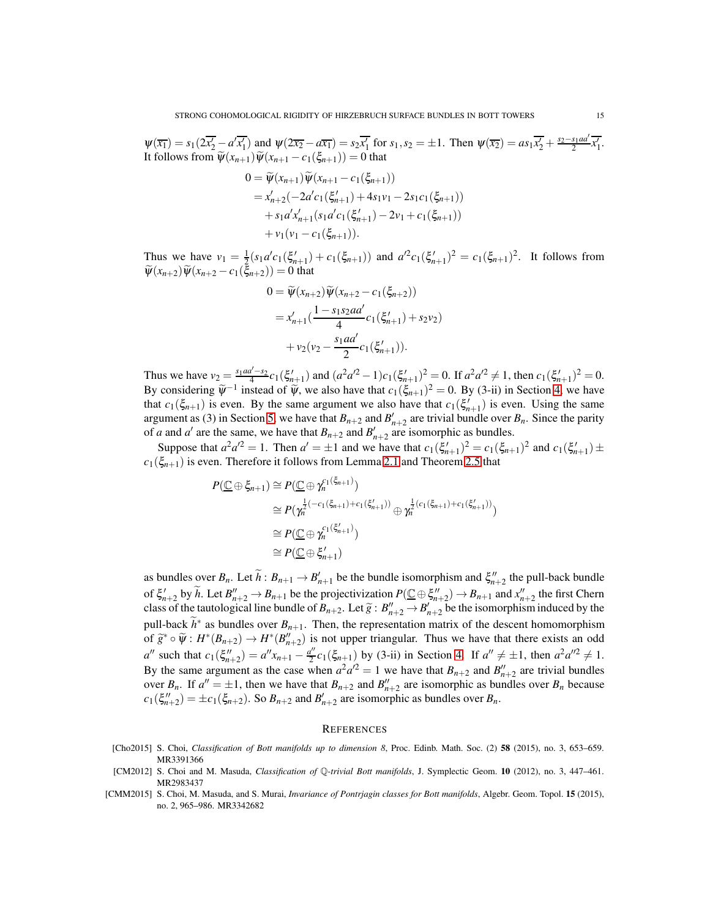$\psi(\overline{x_1}) = s_1(2\overline{x_2'} - a'\overline{x_1'})$ and $\psi(2\overline{x_2} - a\overline{x_1}) = s_2\overline{x_1'}$ for $s_1, s_2 = \pm 1$. Then $\psi(\overline{x_2}) = as_1\overline{x_2'} + \frac{s_2 - s_1 aa'}{2}\overline{x_1'}$. It follows from $\widetilde{\psi}(x_{n+1})\widetilde{\psi}(x_{n+1} - c_1(\xi_{n+1})) = 0$ that

$$
\begin{aligned}
0 &= \widetilde{\psi}(x_{n+1})\widetilde{\psi}(x_{n+1} - c_1(\xi_{n+1})) \\
&= x_{n+2}'(-2a'c_1(\xi_{n+1}') + 4s_1v_1 - 2s_1c_1(\xi_{n+1})) \\
&\quad + s_1a'x_{n+1}'(s_1a'c_1(\xi_{n+1}') - 2v_1 + c_1(\xi_{n+1})) \\
&\quad + v_1(v_1 - c_1(\xi_{n+1})).
\end{aligned}
$$

Thus we have $v_1 = \frac{1}{2}(s_1a'c_1(\xi_{n+1}') + c_1(\xi_{n+1}))$ and $a'^2c_1(\xi_{n+1}')^2 = c_1(\xi_{n+1})^2$. It follows from $\widetilde{\psi}(x_{n+2})\widetilde{\psi}(x_{n+2} - c_1(\xi_{n+2})) = 0$ that

$$
\begin{aligned}
0 &= \widetilde{\psi}(x_{n+2})\widetilde{\psi}(x_{n+2} - c_1(\xi_{n+2})) \\
&= x_{n+1}'(\frac{1 - s_1s_2aa'}{4}c_1(\xi_{n+1}') + s_2v_2) \\
&\quad + v_2(v_2 - \frac{s_1aa'}{2}c_1(\xi_{n+1}')).
\end{aligned}
$$

Thus we have $v_2 = \frac{s_1aa' - s_2}{4}c_1(\xi_{n+1}')$ and $(a^2a'^2 - 1)c_1(\xi_{n+1}')^2 = 0$. If $a^2a'^2 \neq 1$, then $c_1(\xi_{n+1}')^2 = 0$. By considering $\widetilde{\psi}^{-1}$ instead of $\widetilde{\psi}$, we also have that $c_1(\xi_{n+1})^2 = 0$. By (3-ii) in Section 4, we have that $c_1(\xi_{n+1})$ is even. By the same argument we also have that $c_1(\xi_{n+1}')$ is even. Using the same argument as (3) in Section 5, we have that $B_{n+2}$ and $B_{n+2}'$ are trivial bundle over $B_n$. Since the parity of $a$ and $a'$ are the same, we have that $B_{n+2}$ and $B_{n+2}'$ are isomorphic as bundles.

Suppose that $a^2a'^2 = 1$. Then $a' = \pm 1$ and we have that $c_1(\xi_{n+1}')^2 = c_1(\xi_{n+1})^2$ and $c_1(\xi_{n+1}') \pm c_1(\xi_{n+1})$ is even. Therefore it follows from Lemma 2.1 and Theorem 2.5 that

$$
\begin{aligned}
P(\underline{\mathbb{C}} \oplus \xi_{n+1}) &\cong P(\underline{\mathbb{C}} \oplus \gamma_n^{c_1(\xi_{n+1})}) \\
&\cong P(\gamma_n^{\frac{1}{2}(-c_1(\xi_{n+1}) + c_1(\xi_{n+1}'))} \oplus \gamma_n^{\frac{1}{2}(c_1(\xi_{n+1}) + c_1(\xi_{n+1}'))}) \\
&\cong P(\underline{\mathbb{C}} \oplus \gamma_n^{c_1(\xi_{n+1}')}) \\
&\cong P(\underline{\mathbb{C}} \oplus \xi_{n+1}')
\end{aligned}
$$

as bundles over $B_n$. Let $\widetilde{h} \colon B_{n+1} \to B_{n+1}'$ be the bundle isomorphism and $\xi_{n+2}''$ the pull-back bundle of $\xi_{n+2}'$ by $\widetilde{h}$. Let $B_{n+2}'' \to B_{n+1}$ be the projectivization $P(\underline{\mathbb{C}} \oplus \xi_{n+2}'') \to B_{n+1}$ and $x_{n+2}''$ the first Chern class of the tautological line bundle of $B_{n+2}$. Let $\widetilde{g} \colon B_{n+2}'' \to B_{n+2}'$ be the isomorphism induced by the pull-back $\widetilde{h}^*$ as bundles over $B_{n+1}$. Then, the representation matrix of the descent homomorphism of $\widetilde{g}^* \circ \widetilde{\psi} \colon H^*(B_{n+2}) \to H^*(B_{n+2}'')$ is not upper triangular. Thus we have that there exists an odd $a''$ such that $c_1(\xi_{n+2}'') = a''x_{n+1} - \frac{a''}{2}c_1(\xi_{n+1})$ by (3-ii) in Section 4. If $a'' \neq \pm 1$, then $a^2a''^2 \neq 1$. By the same argument as the case when $a^2a'^2 = 1$ we have that $B_{n+2}$ and $B_{n+2}''$ are trivial bundles over $B_n$. If $a'' = \pm 1$, then we have that $B_{n+2}$ and $B_{n+2}''$ are isomorphic as bundles over $B_n$ because $c_1(\xi_{n+2}'') = \pm c_1(\xi_{n+2})$. So $B_{n+2}$ and $B_{n+2}'$ are isomorphic as bundles over $B_n$.

## References

[Cho2015] S. Choi, *Classification of Bott manifolds up to dimension 8*, Proc. Edinb. Math. Soc. (2) **58** (2015), no. 3, 653–659. MR3391366

[CM2012] S. Choi and M. Masuda, *Classification of $\mathbb{Q}$-trivial Bott manifolds*, J. Symplectic Geom. **10** (2012), no. 3, 447–461. MR2983437

[CMM2015] S. Choi, M. Masuda, and S. Murai, *Invariance of Pontrjagin classes for Bott manifolds*, Algebr. Geom. Topol. **15** (2015), no. 2, 965–986. MR3342682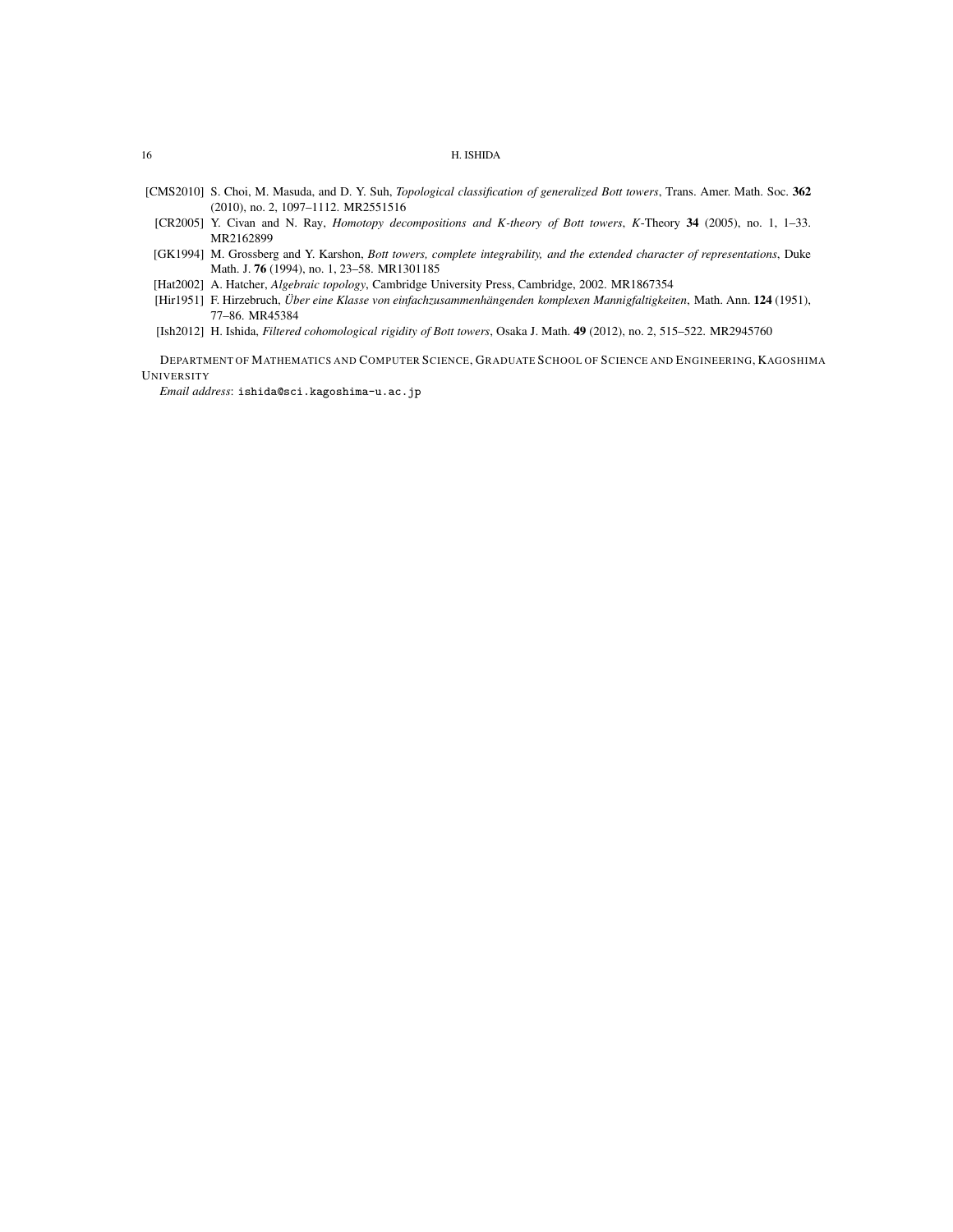[CMS2010] S. Choi, M. Masuda, and D. Y. Suh, *Topological classification of generalized Bott towers*, Trans. Amer. Math. Soc. **362** (2010), no. 2, 1097–1112. MR2551516

[CR2005] Y. Civan and N. Ray, *Homotopy decompositions and K-theory of Bott towers*, *K*-Theory **34** (2005), no. 1, 1–33. MR2162899

[GK1994] M. Grossberg and Y. Karshon, *Bott towers, complete integrability, and the extended character of representations*, Duke Math. J. **76** (1994), no. 1, 23–58. MR1301185

[Hat2002] A. Hatcher, *Algebraic topology*, Cambridge University Press, Cambridge, 2002. MR1867354

[Hir1951] F. Hirzebruch, *Über eine Klasse von einfachzusammenhängenden komplexen Mannigfaltigkeiten*, Math. Ann. **124** (1951), 77–86. MR45384

[Ish2012] H. Ishida, *Filtered cohomological rigidity of Bott towers*, Osaka J. Math. **49** (2012), no. 2, 515–522. MR2945760

Department of Mathematics and Computer Science, Graduate School of Science and Engineering, Kagoshima University

*Email address*: ishida@sci.kagoshima-u.ac.jp